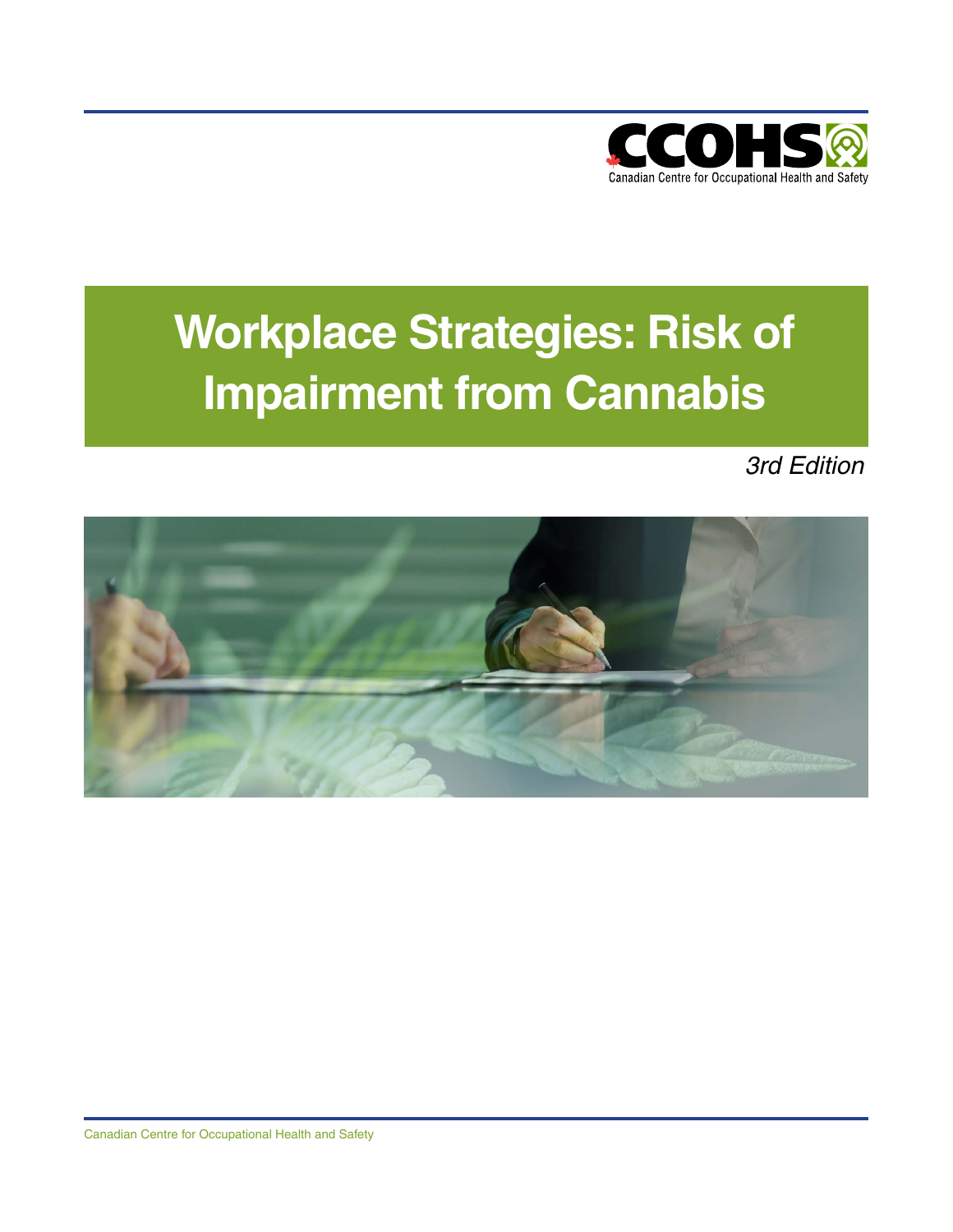CCOHS

Canadian Centre for Occupational Health and Safety

# Workplace Strategies: Risk of Impairment from Cannabis

*3rd Edition*

Canadian Centre for Occupational Health and Safety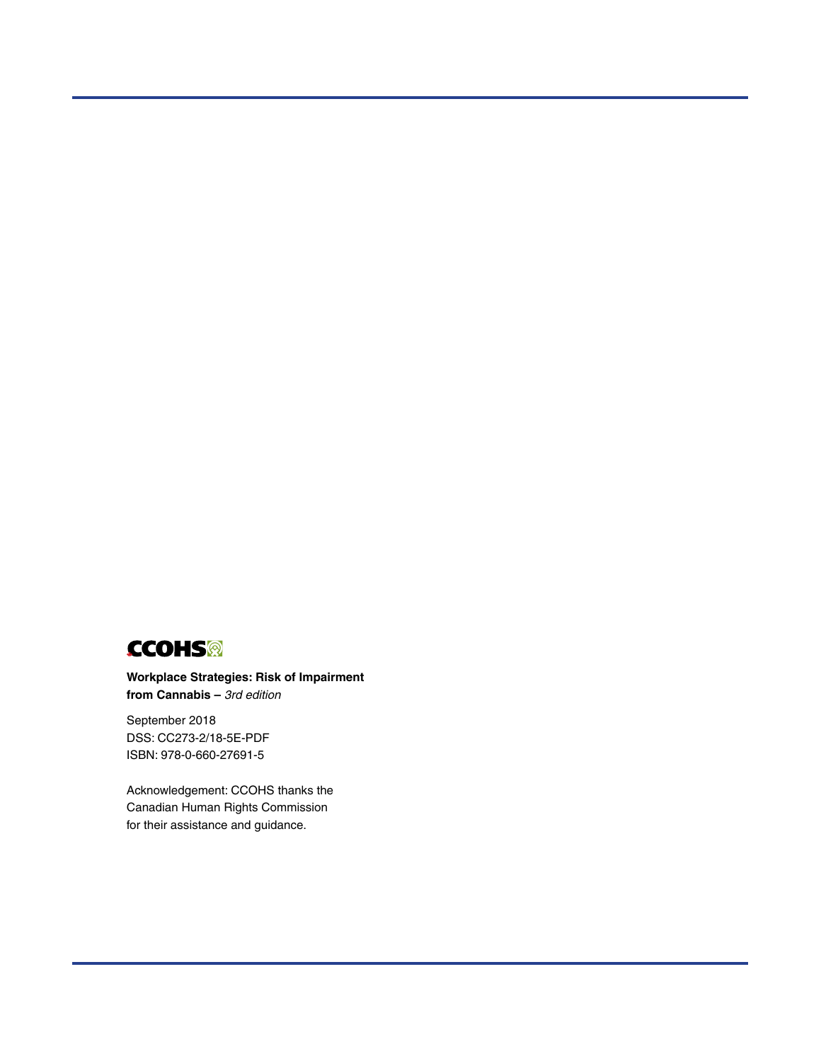CCOHS

**Workplace Strategies: Risk of Impairment from Cannabis –** *3rd edition*

September 2018
DSS: CC273-2/18-5E-PDF
ISBN: 978-0-660-27691-5

Acknowledgement: CCOHS thanks the Canadian Human Rights Commission for their assistance and guidance.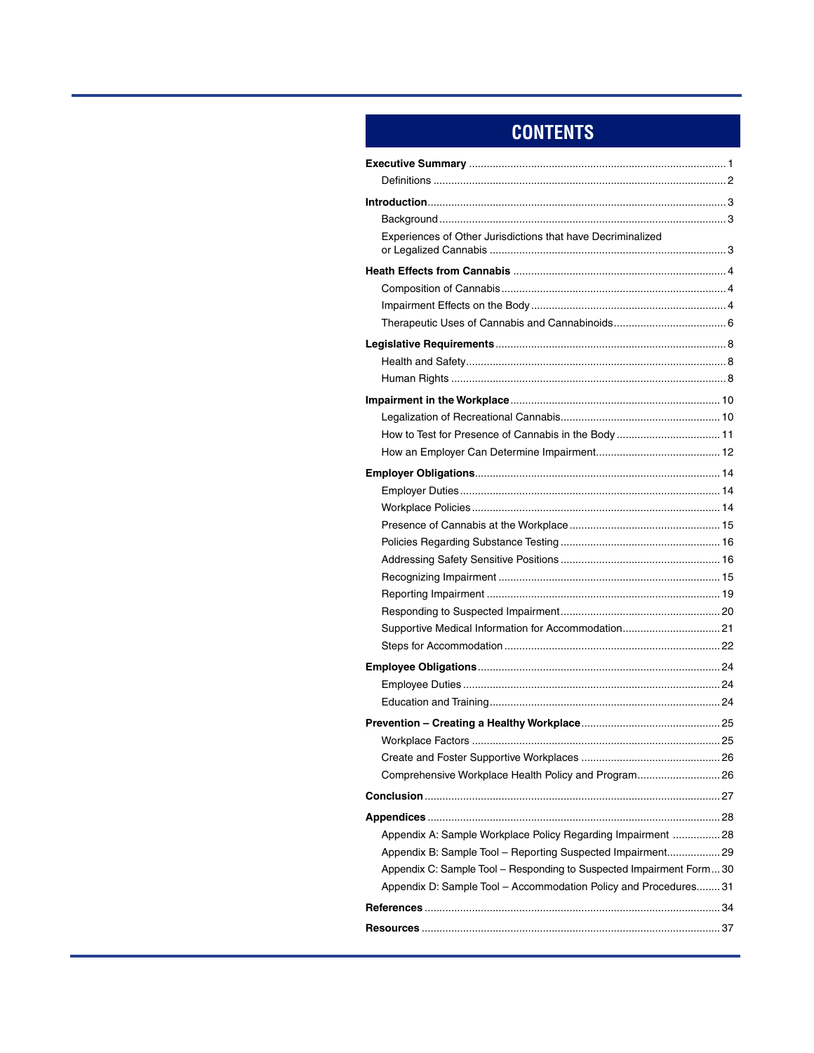# CONTENTS

**Executive Summary** ........................................................................ 1
- Definitions ........................................................................ 2

**Introduction** ........................................................................ 3
- Background ........................................................................ 3
- Experiences of Other Jurisdictions that have Decriminalized or Legalized Cannabis ........................................................................ 3

**Heath Effects from Cannabis** ........................................................................ 4
- Composition of Cannabis ........................................................................ 4
- Impairment Effects on the Body ........................................................................ 4
- Therapeutic Uses of Cannabis and Cannabinoids ........................................................................ 6

**Legislative Requirements** ........................................................................ 8
- Health and Safety ........................................................................ 8
- Human Rights ........................................................................ 8

**Impairment in the Workplace** ........................................................................ 10
- Legalization of Recreational Cannabis ........................................................................ 10
- How to Test for Presence of Cannabis in the Body ........................................................................ 11
- How an Employer Can Determine Impairment ........................................................................ 12

**Employer Obligations** ........................................................................ 14
- Employer Duties ........................................................................ 14
- Workplace Policies ........................................................................ 14
- Presence of Cannabis at the Workplace ........................................................................ 15
- Policies Regarding Substance Testing ........................................................................ 16
- Addressing Safety Sensitive Positions ........................................................................ 16
- Recognizing Impairment ........................................................................ 15
- Reporting Impairment ........................................................................ 19
- Responding to Suspected Impairment ........................................................................ 20
- Supportive Medical Information for Accommodation ........................................................................ 21
- Steps for Accommodation ........................................................................ 22

**Employee Obligations** ........................................................................ 24
- Employee Duties ........................................................................ 24
- Education and Training ........................................................................ 24

**Prevention – Creating a Healthy Workplace** ........................................................................ 25
- Workplace Factors ........................................................................ 25
- Create and Foster Supportive Workplaces ........................................................................ 26
- Comprehensive Workplace Health Policy and Program ........................................................................ 26

**Conclusion** ........................................................................ 27

**Appendices** ........................................................................ 28
- Appendix A: Sample Workplace Policy Regarding Impairment ........................................................................ 28
- Appendix B: Sample Tool – Reporting Suspected Impairment ........................................................................ 29
- Appendix C: Sample Tool – Responding to Suspected Impairment Form ........................................................................ 30
- Appendix D: Sample Tool – Accommodation Policy and Procedures ........................................................................ 31

**References** ........................................................................ 34

**Resources** ........................................................................ 37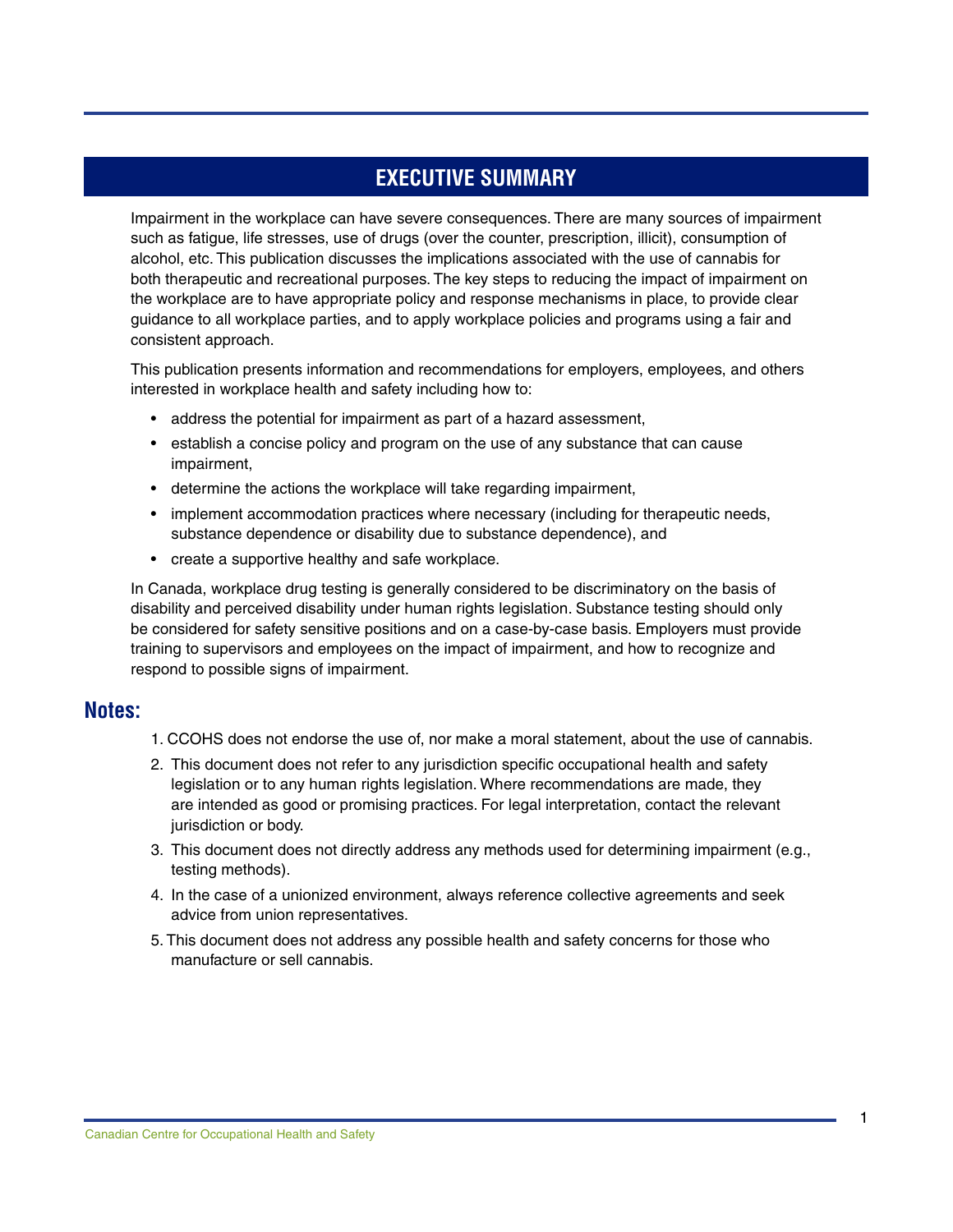# EXECUTIVE SUMMARY

Impairment in the workplace can have severe consequences. There are many sources of impairment such as fatigue, life stresses, use of drugs (over the counter, prescription, illicit), consumption of alcohol, etc. This publication discusses the implications associated with the use of cannabis for both therapeutic and recreational purposes. The key steps to reducing the impact of impairment on the workplace are to have appropriate policy and response mechanisms in place, to provide clear guidance to all workplace parties, and to apply workplace policies and programs using a fair and consistent approach.

This publication presents information and recommendations for employers, employees, and others interested in workplace health and safety including how to:

- address the potential for impairment as part of a hazard assessment,
- establish a concise policy and program on the use of any substance that can cause impairment,
- determine the actions the workplace will take regarding impairment,
- implement accommodation practices where necessary (including for therapeutic needs, substance dependence or disability due to substance dependence), and
- create a supportive healthy and safe workplace.

In Canada, workplace drug testing is generally considered to be discriminatory on the basis of disability and perceived disability under human rights legislation. Substance testing should only be considered for safety sensitive positions and on a case-by-case basis. Employers must provide training to supervisors and employees on the impact of impairment, and how to recognize and respond to possible signs of impairment.

## Notes:

1. CCOHS does not endorse the use of, nor make a moral statement, about the use of cannabis.
2. This document does not refer to any jurisdiction specific occupational health and safety legislation or to any human rights legislation. Where recommendations are made, they are intended as good or promising practices. For legal interpretation, contact the relevant jurisdiction or body.
3. This document does not directly address any methods used for determining impairment (e.g., testing methods).
4. In the case of a unionized environment, always reference collective agreements and seek advice from union representatives.
5. This document does not address any possible health and safety concerns for those who manufacture or sell cannabis.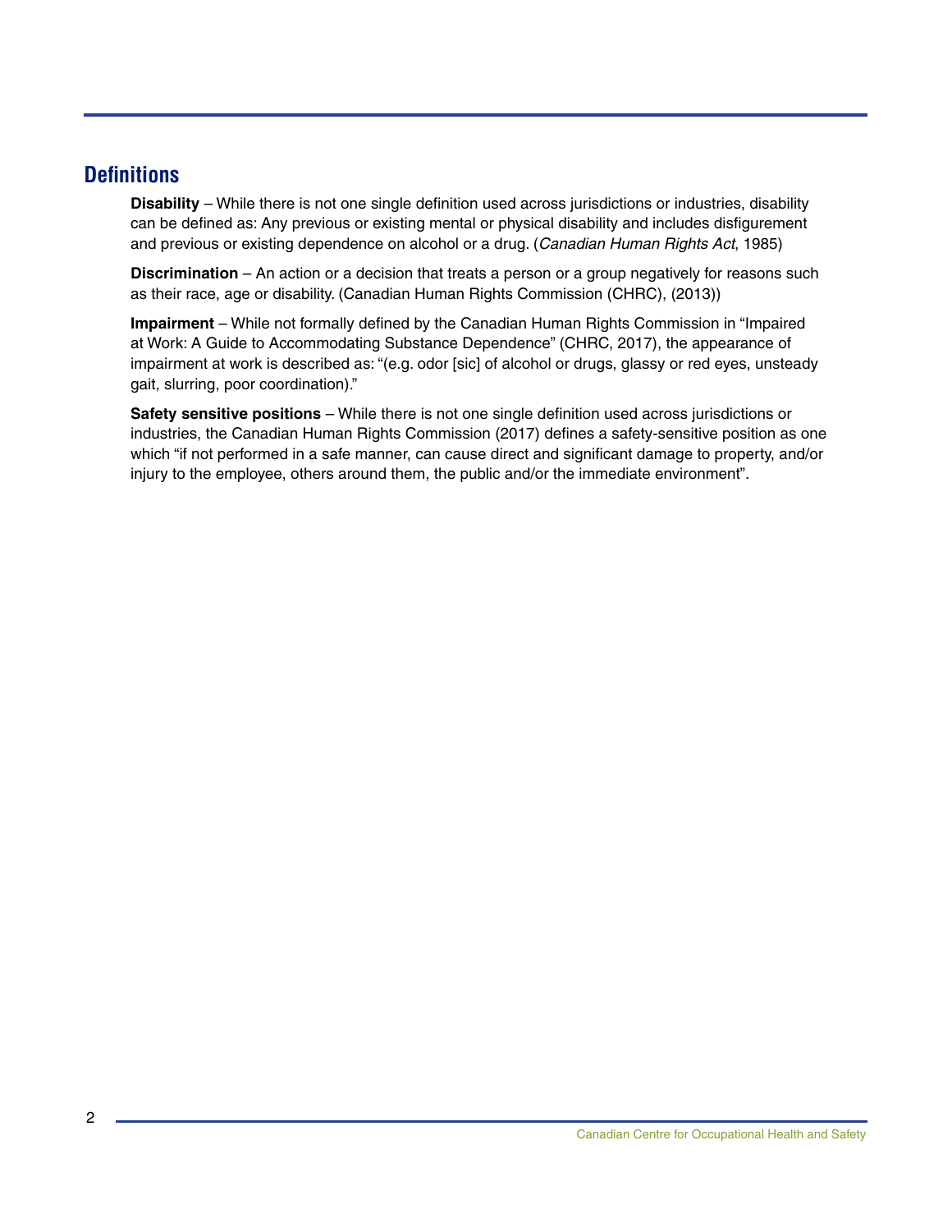## Definitions

**Disability** – While there is not one single definition used across jurisdictions or industries, disability can be defined as: Any previous or existing mental or physical disability and includes disfigurement and previous or existing dependence on alcohol or a drug. (*Canadian Human Rights Act*, 1985)

**Discrimination** – An action or a decision that treats a person or a group negatively for reasons such as their race, age or disability. (Canadian Human Rights Commission (CHRC), (2013))

**Impairment** – While not formally defined by the Canadian Human Rights Commission in "Impaired at Work: A Guide to Accommodating Substance Dependence" (CHRC, 2017), the appearance of impairment at work is described as: "(e.g. odor [sic] of alcohol or drugs, glassy or red eyes, unsteady gait, slurring, poor coordination)."

**Safety sensitive positions** – While there is not one single definition used across jurisdictions or industries, the Canadian Human Rights Commission (2017) defines a safety-sensitive position as one which "if not performed in a safe manner, can cause direct and significant damage to property, and/or injury to the employee, others around them, the public and/or the immediate environment".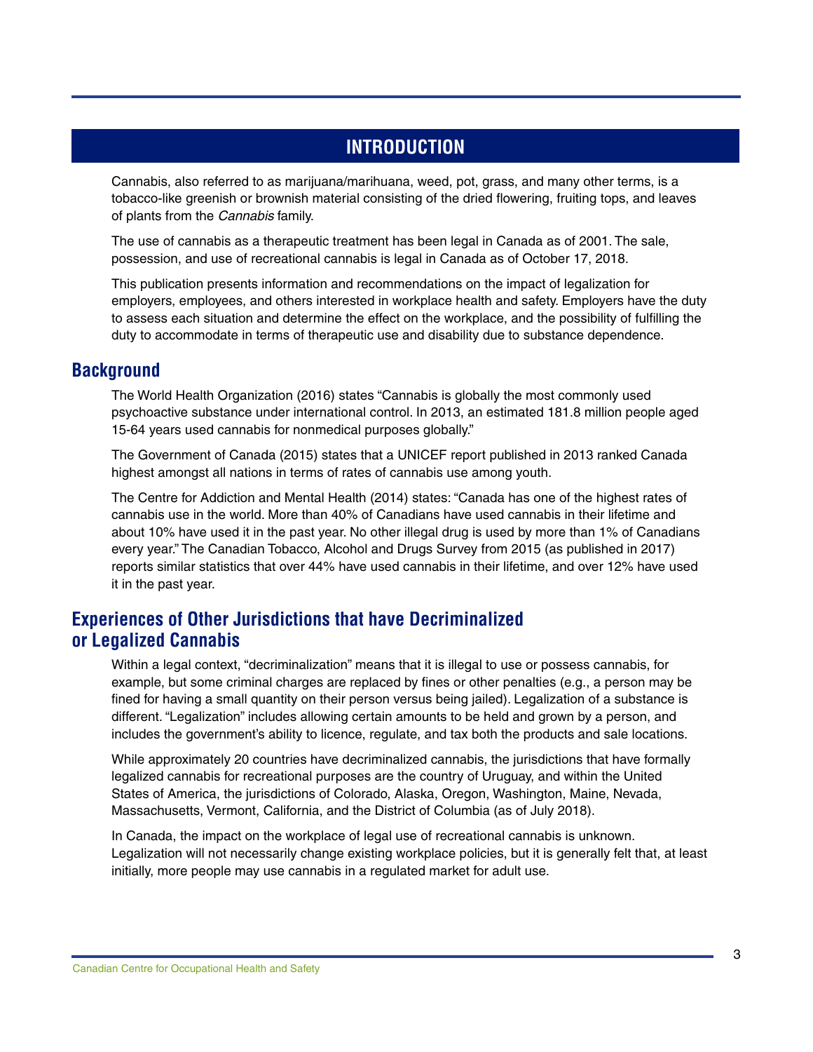# INTRODUCTION

Cannabis, also referred to as marijuana/marihuana, weed, pot, grass, and many other terms, is a tobacco-like greenish or brownish material consisting of the dried flowering, fruiting tops, and leaves of plants from the *Cannabis* family.

The use of cannabis as a therapeutic treatment has been legal in Canada as of 2001. The sale, possession, and use of recreational cannabis is legal in Canada as of October 17, 2018.

This publication presents information and recommendations on the impact of legalization for employers, employees, and others interested in workplace health and safety. Employers have the duty to assess each situation and determine the effect on the workplace, and the possibility of fulfilling the duty to accommodate in terms of therapeutic use and disability due to substance dependence.

## Background

The World Health Organization (2016) states "Cannabis is globally the most commonly used psychoactive substance under international control. In 2013, an estimated 181.8 million people aged 15-64 years used cannabis for nonmedical purposes globally."

The Government of Canada (2015) states that a UNICEF report published in 2013 ranked Canada highest amongst all nations in terms of rates of cannabis use among youth.

The Centre for Addiction and Mental Health (2014) states: "Canada has one of the highest rates of cannabis use in the world. More than 40% of Canadians have used cannabis in their lifetime and about 10% have used it in the past year. No other illegal drug is used by more than 1% of Canadians every year." The Canadian Tobacco, Alcohol and Drugs Survey from 2015 (as published in 2017) reports similar statistics that over 44% have used cannabis in their lifetime, and over 12% have used it in the past year.

## Experiences of Other Jurisdictions that have Decriminalized or Legalized Cannabis

Within a legal context, "decriminalization" means that it is illegal to use or possess cannabis, for example, but some criminal charges are replaced by fines or other penalties (e.g., a person may be fined for having a small quantity on their person versus being jailed). Legalization of a substance is different. "Legalization" includes allowing certain amounts to be held and grown by a person, and includes the government's ability to licence, regulate, and tax both the products and sale locations.

While approximately 20 countries have decriminalized cannabis, the jurisdictions that have formally legalized cannabis for recreational purposes are the country of Uruguay, and within the United States of America, the jurisdictions of Colorado, Alaska, Oregon, Washington, Maine, Nevada, Massachusetts, Vermont, California, and the District of Columbia (as of July 2018).

In Canada, the impact on the workplace of legal use of recreational cannabis is unknown. Legalization will not necessarily change existing workplace policies, but it is generally felt that, at least initially, more people may use cannabis in a regulated market for adult use.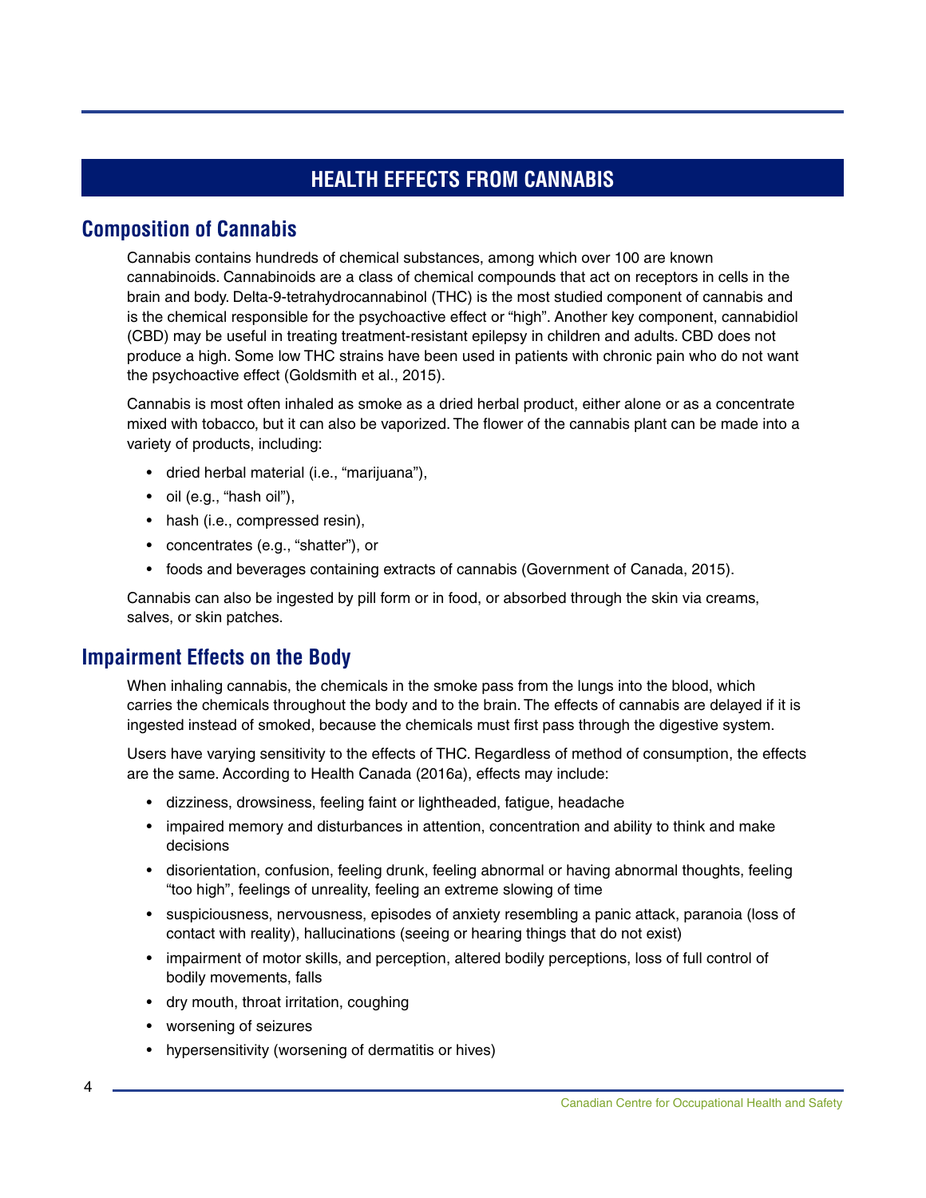# HEALTH EFFECTS FROM CANNABIS

## Composition of Cannabis

Cannabis contains hundreds of chemical substances, among which over 100 are known cannabinoids. Cannabinoids are a class of chemical compounds that act on receptors in cells in the brain and body. Delta-9-tetrahydrocannabinol (THC) is the most studied component of cannabis and is the chemical responsible for the psychoactive effect or "high". Another key component, cannabidiol (CBD) may be useful in treating treatment-resistant epilepsy in children and adults. CBD does not produce a high. Some low THC strains have been used in patients with chronic pain who do not want the psychoactive effect (Goldsmith et al., 2015).

Cannabis is most often inhaled as smoke as a dried herbal product, either alone or as a concentrate mixed with tobacco, but it can also be vaporized. The flower of the cannabis plant can be made into a variety of products, including:

- dried herbal material (i.e., "marijuana"),
- oil (e.g., "hash oil"),
- hash (i.e., compressed resin),
- concentrates (e.g., "shatter"), or
- foods and beverages containing extracts of cannabis (Government of Canada, 2015).

Cannabis can also be ingested by pill form or in food, or absorbed through the skin via creams, salves, or skin patches.

## Impairment Effects on the Body

When inhaling cannabis, the chemicals in the smoke pass from the lungs into the blood, which carries the chemicals throughout the body and to the brain. The effects of cannabis are delayed if it is ingested instead of smoked, because the chemicals must first pass through the digestive system.

Users have varying sensitivity to the effects of THC. Regardless of method of consumption, the effects are the same. According to Health Canada (2016a), effects may include:

- dizziness, drowsiness, feeling faint or lightheaded, fatigue, headache
- impaired memory and disturbances in attention, concentration and ability to think and make decisions
- disorientation, confusion, feeling drunk, feeling abnormal or having abnormal thoughts, feeling "too high", feelings of unreality, feeling an extreme slowing of time
- suspiciousness, nervousness, episodes of anxiety resembling a panic attack, paranoia (loss of contact with reality), hallucinations (seeing or hearing things that do not exist)
- impairment of motor skills, and perception, altered bodily perceptions, loss of full control of bodily movements, falls
- dry mouth, throat irritation, coughing
- worsening of seizures
- hypersensitivity (worsening of dermatitis or hives)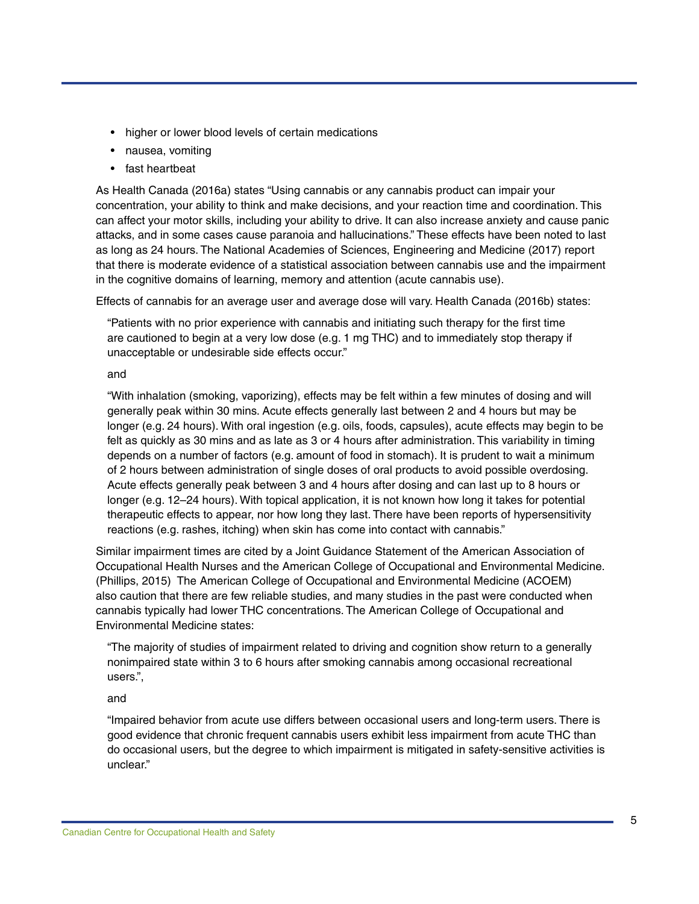- higher or lower blood levels of certain medications
- nausea, vomiting
- fast heartbeat

As Health Canada (2016a) states "Using cannabis or any cannabis product can impair your concentration, your ability to think and make decisions, and your reaction time and coordination. This can affect your motor skills, including your ability to drive. It can also increase anxiety and cause panic attacks, and in some cases cause paranoia and hallucinations." These effects have been noted to last as long as 24 hours. The National Academies of Sciences, Engineering and Medicine (2017) report that there is moderate evidence of a statistical association between cannabis use and the impairment in the cognitive domains of learning, memory and attention (acute cannabis use).

Effects of cannabis for an average user and average dose will vary. Health Canada (2016b) states:

> "Patients with no prior experience with cannabis and initiating such therapy for the first time are cautioned to begin at a very low dose (e.g. 1 mg THC) and to immediately stop therapy if unacceptable or undesirable side effects occur."
>
> and
>
> "With inhalation (smoking, vaporizing), effects may be felt within a few minutes of dosing and will generally peak within 30 mins. Acute effects generally last between 2 and 4 hours but may be longer (e.g. 24 hours). With oral ingestion (e.g. oils, foods, capsules), acute effects may begin to be felt as quickly as 30 mins and as late as 3 or 4 hours after administration. This variability in timing depends on a number of factors (e.g. amount of food in stomach). It is prudent to wait a minimum of 2 hours between administration of single doses of oral products to avoid possible overdosing. Acute effects generally peak between 3 and 4 hours after dosing and can last up to 8 hours or longer (e.g. 12–24 hours). With topical application, it is not known how long it takes for potential therapeutic effects to appear, nor how long they last. There have been reports of hypersensitivity reactions (e.g. rashes, itching) when skin has come into contact with cannabis."

Similar impairment times are cited by a Joint Guidance Statement of the American Association of Occupational Health Nurses and the American College of Occupational and Environmental Medicine. (Phillips, 2015) The American College of Occupational and Environmental Medicine (ACOEM) also caution that there are few reliable studies, and many studies in the past were conducted when cannabis typically had lower THC concentrations. The American College of Occupational and Environmental Medicine states:

> "The majority of studies of impairment related to driving and cognition show return to a generally nonimpaired state within 3 to 6 hours after smoking cannabis among occasional recreational users.",
>
> and
>
> "Impaired behavior from acute use differs between occasional users and long-term users. There is good evidence that chronic frequent cannabis users exhibit less impairment from acute THC than do occasional users, but the degree to which impairment is mitigated in safety-sensitive activities is unclear."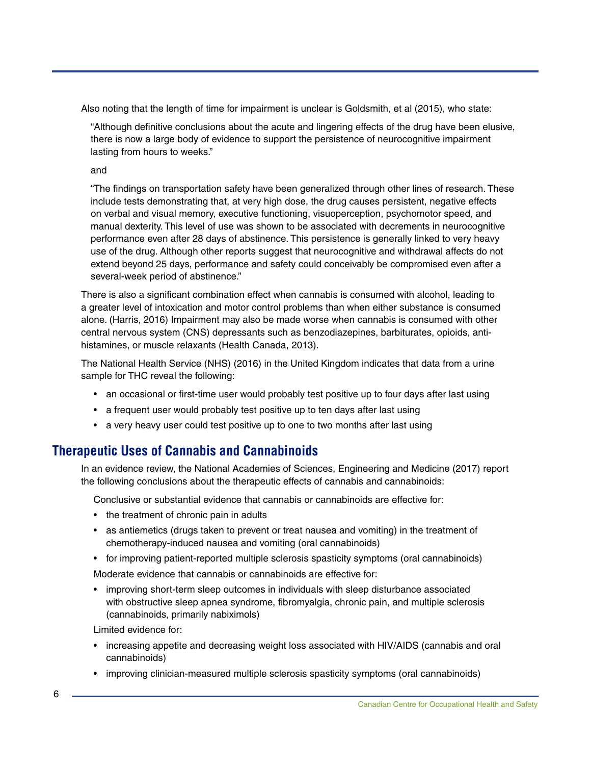Also noting that the length of time for impairment is unclear is Goldsmith, et al (2015), who state:

> "Although definitive conclusions about the acute and lingering effects of the drug have been elusive, there is now a large body of evidence to support the persistence of neurocognitive impairment lasting from hours to weeks."
>
> and
>
> "The findings on transportation safety have been generalized through other lines of research. These include tests demonstrating that, at very high dose, the drug causes persistent, negative effects on verbal and visual memory, executive functioning, visuoperception, psychomotor speed, and manual dexterity. This level of use was shown to be associated with decrements in neurocognitive performance even after 28 days of abstinence. This persistence is generally linked to very heavy use of the drug. Although other reports suggest that neurocognitive and withdrawal affects do not extend beyond 25 days, performance and safety could conceivably be compromised even after a several-week period of abstinence."

There is also a significant combination effect when cannabis is consumed with alcohol, leading to a greater level of intoxication and motor control problems than when either substance is consumed alone. (Harris, 2016) Impairment may also be made worse when cannabis is consumed with other central nervous system (CNS) depressants such as benzodiazepines, barbiturates, opioids, anti-histamines, or muscle relaxants (Health Canada, 2013).

The National Health Service (NHS) (2016) in the United Kingdom indicates that data from a urine sample for THC reveal the following:

- an occasional or first-time user would probably test positive up to four days after last using
- a frequent user would probably test positive up to ten days after last using
- a very heavy user could test positive up to one to two months after last using

## Therapeutic Uses of Cannabis and Cannabinoids

In an evidence review, the National Academies of Sciences, Engineering and Medicine (2017) report the following conclusions about the therapeutic effects of cannabis and cannabinoids:

Conclusive or substantial evidence that cannabis or cannabinoids are effective for:

- the treatment of chronic pain in adults
- as antiemetics (drugs taken to prevent or treat nausea and vomiting) in the treatment of chemotherapy-induced nausea and vomiting (oral cannabinoids)
- for improving patient-reported multiple sclerosis spasticity symptoms (oral cannabinoids)

Moderate evidence that cannabis or cannabinoids are effective for:

- improving short-term sleep outcomes in individuals with sleep disturbance associated with obstructive sleep apnea syndrome, fibromyalgia, chronic pain, and multiple sclerosis (cannabinoids, primarily nabiximols)

Limited evidence for:

- increasing appetite and decreasing weight loss associated with HIV/AIDS (cannabis and oral cannabinoids)
- improving clinician-measured multiple sclerosis spasticity symptoms (oral cannabinoids)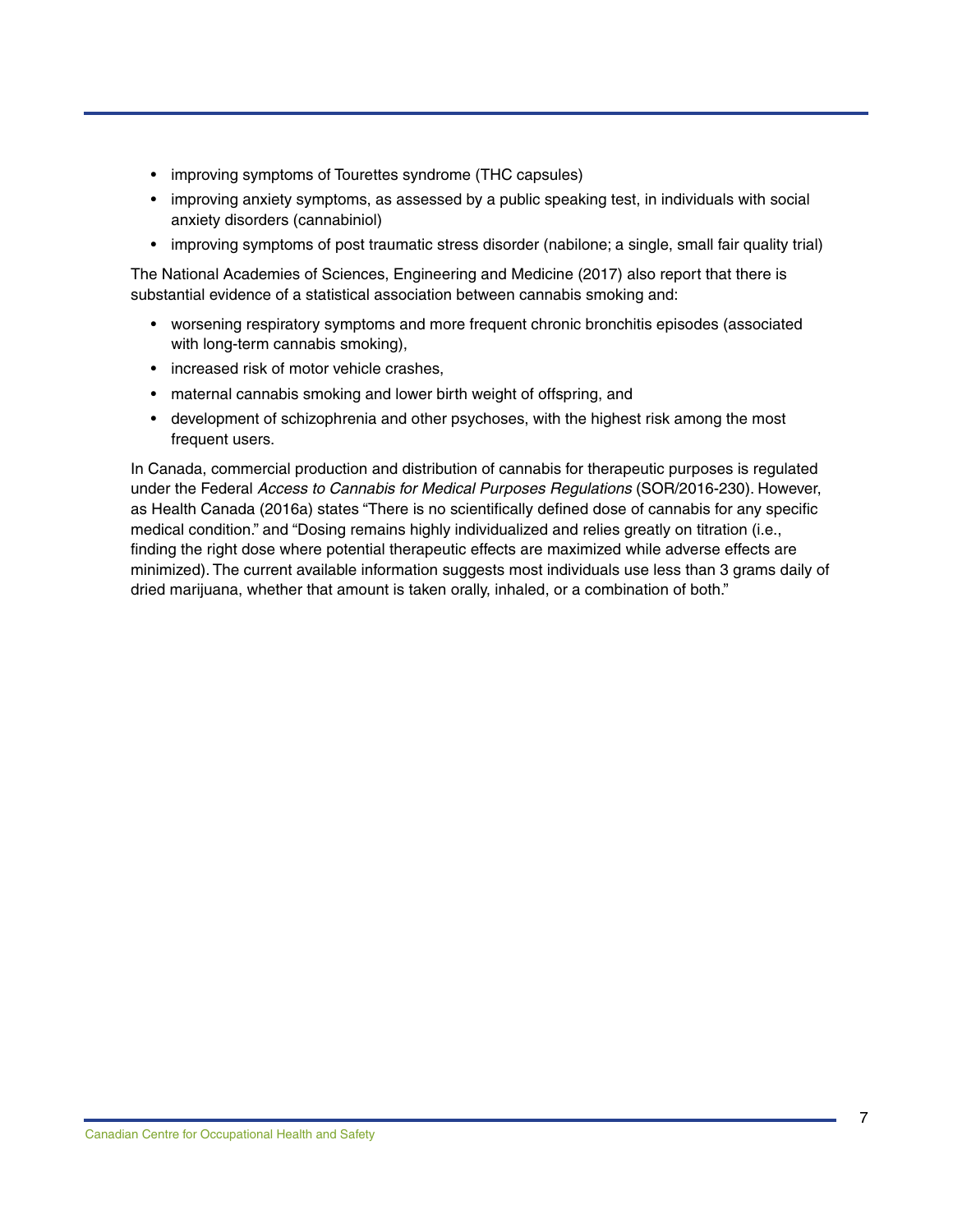- improving symptoms of Tourettes syndrome (THC capsules)
- improving anxiety symptoms, as assessed by a public speaking test, in individuals with social anxiety disorders (cannabiniol)
- improving symptoms of post traumatic stress disorder (nabilone; a single, small fair quality trial)

The National Academies of Sciences, Engineering and Medicine (2017) also report that there is substantial evidence of a statistical association between cannabis smoking and:

- worsening respiratory symptoms and more frequent chronic bronchitis episodes (associated with long-term cannabis smoking),
- increased risk of motor vehicle crashes,
- maternal cannabis smoking and lower birth weight of offspring, and
- development of schizophrenia and other psychoses, with the highest risk among the most frequent users.

In Canada, commercial production and distribution of cannabis for therapeutic purposes is regulated under the Federal *Access to Cannabis for Medical Purposes Regulations* (SOR/2016-230). However, as Health Canada (2016a) states "There is no scientifically defined dose of cannabis for any specific medical condition." and "Dosing remains highly individualized and relies greatly on titration (i.e., finding the right dose where potential therapeutic effects are maximized while adverse effects are minimized). The current available information suggests most individuals use less than 3 grams daily of dried marijuana, whether that amount is taken orally, inhaled, or a combination of both."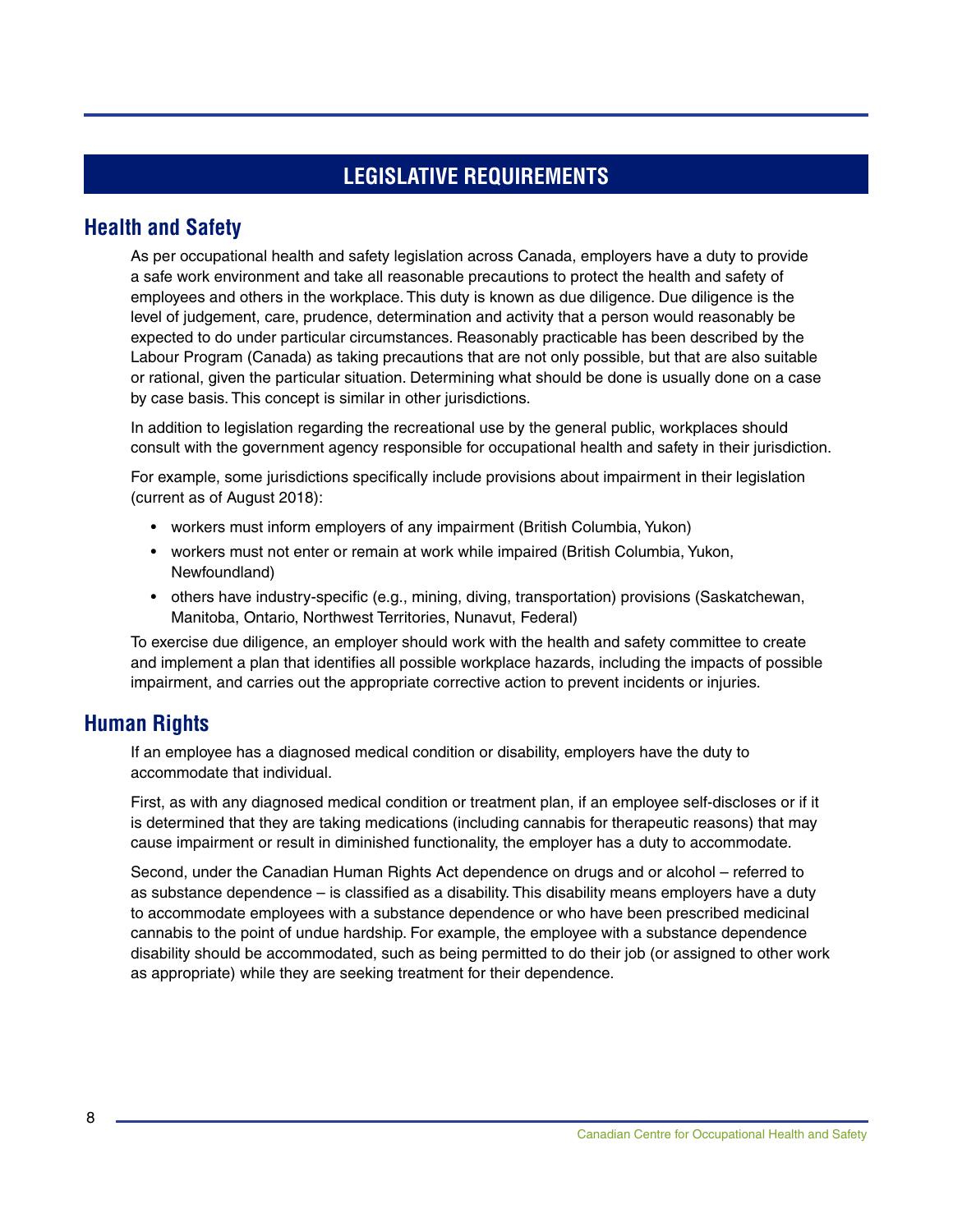# LEGISLATIVE REQUIREMENTS

## Health and Safety

As per occupational health and safety legislation across Canada, employers have a duty to provide a safe work environment and take all reasonable precautions to protect the health and safety of employees and others in the workplace. This duty is known as due diligence. Due diligence is the level of judgement, care, prudence, determination and activity that a person would reasonably be expected to do under particular circumstances. Reasonably practicable has been described by the Labour Program (Canada) as taking precautions that are not only possible, but that are also suitable or rational, given the particular situation. Determining what should be done is usually done on a case by case basis. This concept is similar in other jurisdictions.

In addition to legislation regarding the recreational use by the general public, workplaces should consult with the government agency responsible for occupational health and safety in their jurisdiction.

For example, some jurisdictions specifically include provisions about impairment in their legislation (current as of August 2018):

- workers must inform employers of any impairment (British Columbia, Yukon)
- workers must not enter or remain at work while impaired (British Columbia, Yukon, Newfoundland)
- others have industry-specific (e.g., mining, diving, transportation) provisions (Saskatchewan, Manitoba, Ontario, Northwest Territories, Nunavut, Federal)

To exercise due diligence, an employer should work with the health and safety committee to create and implement a plan that identifies all possible workplace hazards, including the impacts of possible impairment, and carries out the appropriate corrective action to prevent incidents or injuries.

## Human Rights

If an employee has a diagnosed medical condition or disability, employers have the duty to accommodate that individual.

First, as with any diagnosed medical condition or treatment plan, if an employee self-discloses or if it is determined that they are taking medications (including cannabis for therapeutic reasons) that may cause impairment or result in diminished functionality, the employer has a duty to accommodate.

Second, under the Canadian Human Rights Act dependence on drugs and or alcohol – referred to as substance dependence – is classified as a disability. This disability means employers have a duty to accommodate employees with a substance dependence or who have been prescribed medicinal cannabis to the point of undue hardship. For example, the employee with a substance dependence disability should be accommodated, such as being permitted to do their job (or assigned to other work as appropriate) while they are seeking treatment for their dependence.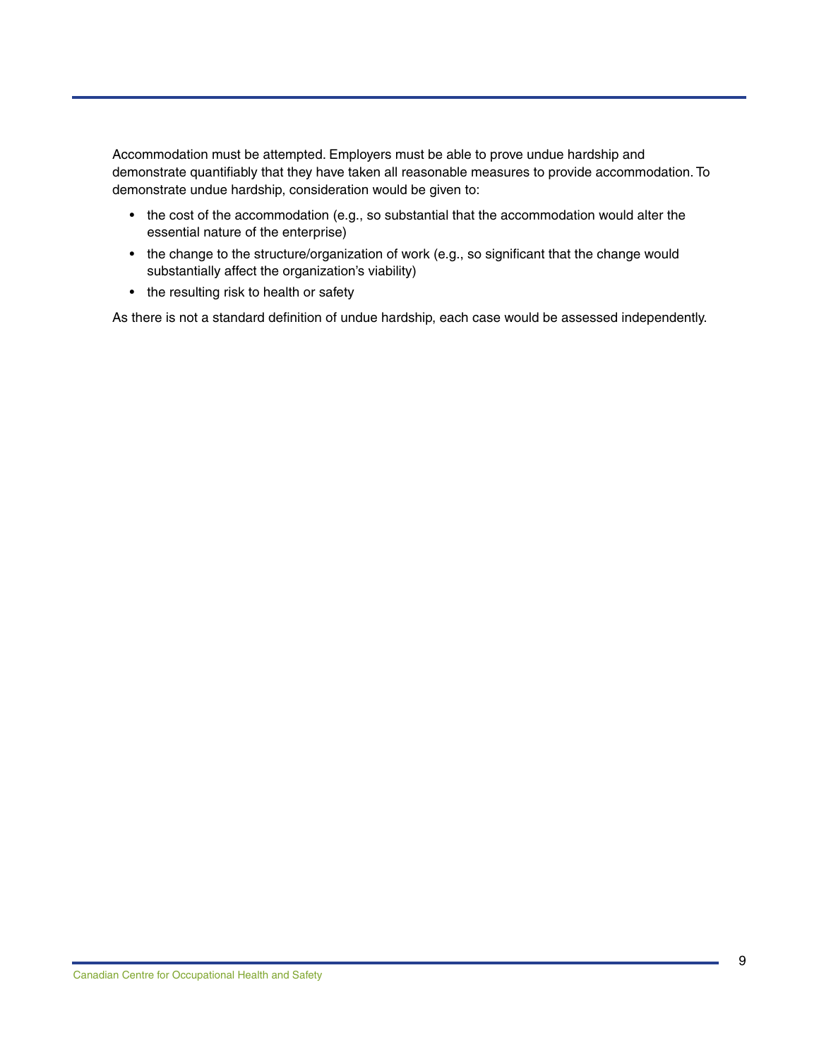Accommodation must be attempted. Employers must be able to prove undue hardship and demonstrate quantifiably that they have taken all reasonable measures to provide accommodation. To demonstrate undue hardship, consideration would be given to:

- the cost of the accommodation (e.g., so substantial that the accommodation would alter the essential nature of the enterprise)
- the change to the structure/organization of work (e.g., so significant that the change would substantially affect the organization's viability)
- the resulting risk to health or safety

As there is not a standard definition of undue hardship, each case would be assessed independently.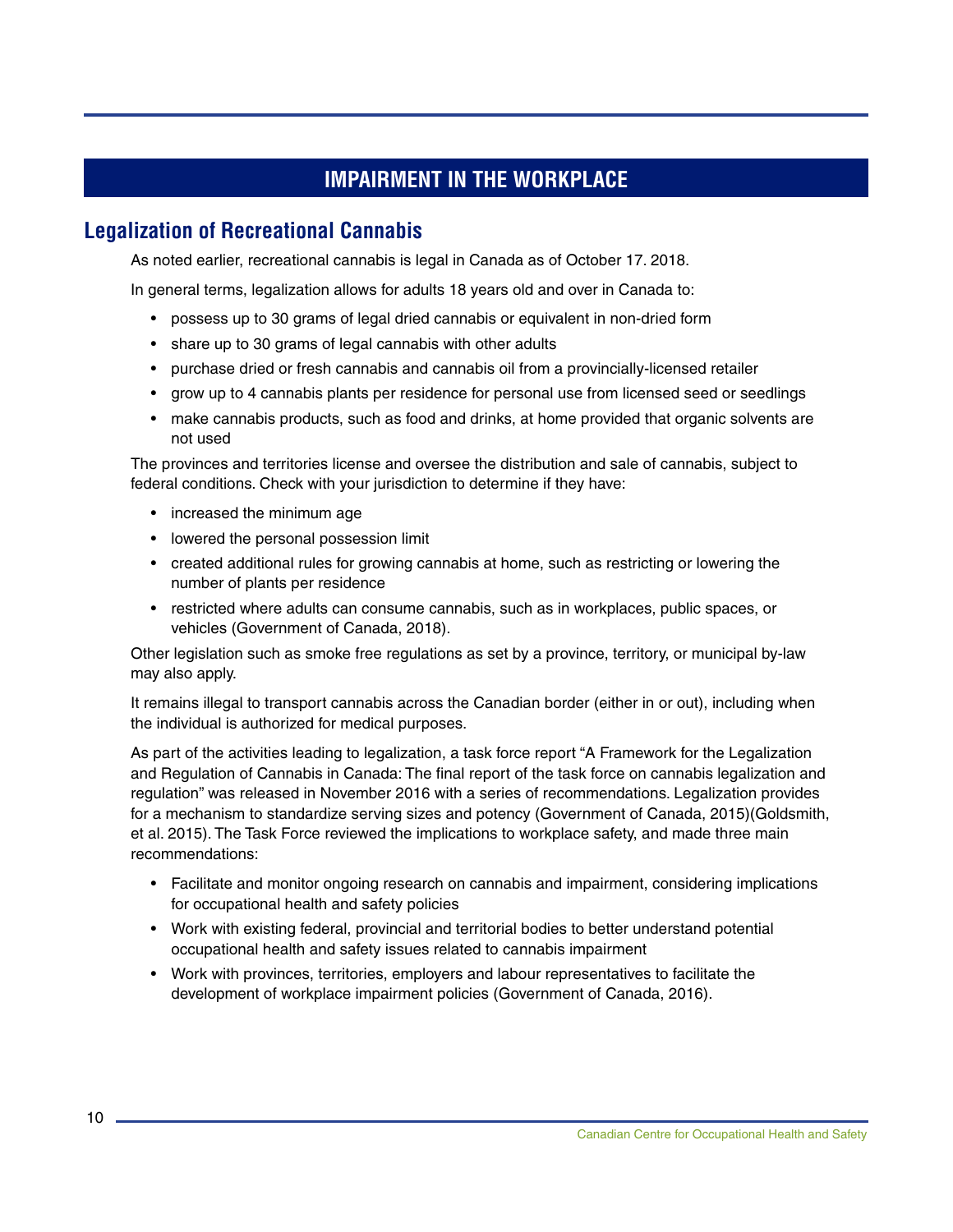# IMPAIRMENT IN THE WORKPLACE

## Legalization of Recreational Cannabis

As noted earlier, recreational cannabis is legal in Canada as of October 17. 2018.

In general terms, legalization allows for adults 18 years old and over in Canada to:

- possess up to 30 grams of legal dried cannabis or equivalent in non-dried form
- share up to 30 grams of legal cannabis with other adults
- purchase dried or fresh cannabis and cannabis oil from a provincially-licensed retailer
- grow up to 4 cannabis plants per residence for personal use from licensed seed or seedlings
- make cannabis products, such as food and drinks, at home provided that organic solvents are not used

The provinces and territories license and oversee the distribution and sale of cannabis, subject to federal conditions. Check with your jurisdiction to determine if they have:

- increased the minimum age
- lowered the personal possession limit
- created additional rules for growing cannabis at home, such as restricting or lowering the number of plants per residence
- restricted where adults can consume cannabis, such as in workplaces, public spaces, or vehicles (Government of Canada, 2018).

Other legislation such as smoke free regulations as set by a province, territory, or municipal by-law may also apply.

It remains illegal to transport cannabis across the Canadian border (either in or out), including when the individual is authorized for medical purposes.

As part of the activities leading to legalization, a task force report "A Framework for the Legalization and Regulation of Cannabis in Canada: The final report of the task force on cannabis legalization and regulation" was released in November 2016 with a series of recommendations. Legalization provides for a mechanism to standardize serving sizes and potency (Government of Canada, 2015)(Goldsmith, et al. 2015). The Task Force reviewed the implications to workplace safety, and made three main recommendations:

- Facilitate and monitor ongoing research on cannabis and impairment, considering implications for occupational health and safety policies
- Work with existing federal, provincial and territorial bodies to better understand potential occupational health and safety issues related to cannabis impairment
- Work with provinces, territories, employers and labour representatives to facilitate the development of workplace impairment policies (Government of Canada, 2016).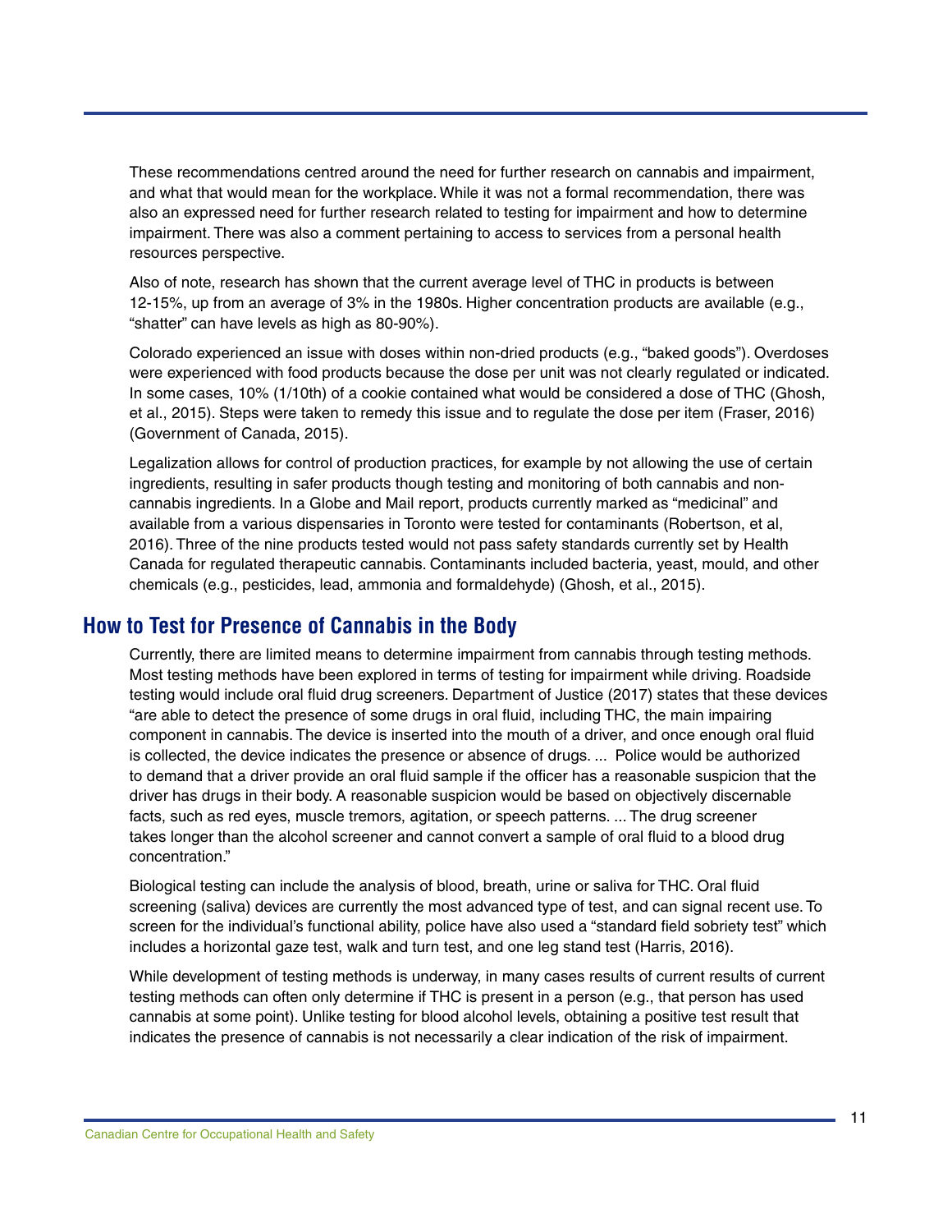These recommendations centred around the need for further research on cannabis and impairment, and what that would mean for the workplace. While it was not a formal recommendation, there was also an expressed need for further research related to testing for impairment and how to determine impairment. There was also a comment pertaining to access to services from a personal health resources perspective.

Also of note, research has shown that the current average level of THC in products is between 12-15%, up from an average of 3% in the 1980s. Higher concentration products are available (e.g., "shatter" can have levels as high as 80-90%).

Colorado experienced an issue with doses within non-dried products (e.g., "baked goods"). Overdoses were experienced with food products because the dose per unit was not clearly regulated or indicated. In some cases, 10% (1/10th) of a cookie contained what would be considered a dose of THC (Ghosh, et al., 2015). Steps were taken to remedy this issue and to regulate the dose per item (Fraser, 2016) (Government of Canada, 2015).

Legalization allows for control of production practices, for example by not allowing the use of certain ingredients, resulting in safer products though testing and monitoring of both cannabis and non-cannabis ingredients. In a Globe and Mail report, products currently marked as "medicinal" and available from a various dispensaries in Toronto were tested for contaminants (Robertson, et al, 2016). Three of the nine products tested would not pass safety standards currently set by Health Canada for regulated therapeutic cannabis. Contaminants included bacteria, yeast, mould, and other chemicals (e.g., pesticides, lead, ammonia and formaldehyde) (Ghosh, et al., 2015).

## How to Test for Presence of Cannabis in the Body

Currently, there are limited means to determine impairment from cannabis through testing methods. Most testing methods have been explored in terms of testing for impairment while driving. Roadside testing would include oral fluid drug screeners. Department of Justice (2017) states that these devices "are able to detect the presence of some drugs in oral fluid, including THC, the main impairing component in cannabis. The device is inserted into the mouth of a driver, and once enough oral fluid is collected, the device indicates the presence or absence of drugs. ... Police would be authorized to demand that a driver provide an oral fluid sample if the officer has a reasonable suspicion that the driver has drugs in their body. A reasonable suspicion would be based on objectively discernable facts, such as red eyes, muscle tremors, agitation, or speech patterns. ... The drug screener takes longer than the alcohol screener and cannot convert a sample of oral fluid to a blood drug concentration."

Biological testing can include the analysis of blood, breath, urine or saliva for THC. Oral fluid screening (saliva) devices are currently the most advanced type of test, and can signal recent use. To screen for the individual's functional ability, police have also used a "standard field sobriety test" which includes a horizontal gaze test, walk and turn test, and one leg stand test (Harris, 2016).

While development of testing methods is underway, in many cases results of current results of current testing methods can often only determine if THC is present in a person (e.g., that person has used cannabis at some point). Unlike testing for blood alcohol levels, obtaining a positive test result that indicates the presence of cannabis is not necessarily a clear indication of the risk of impairment.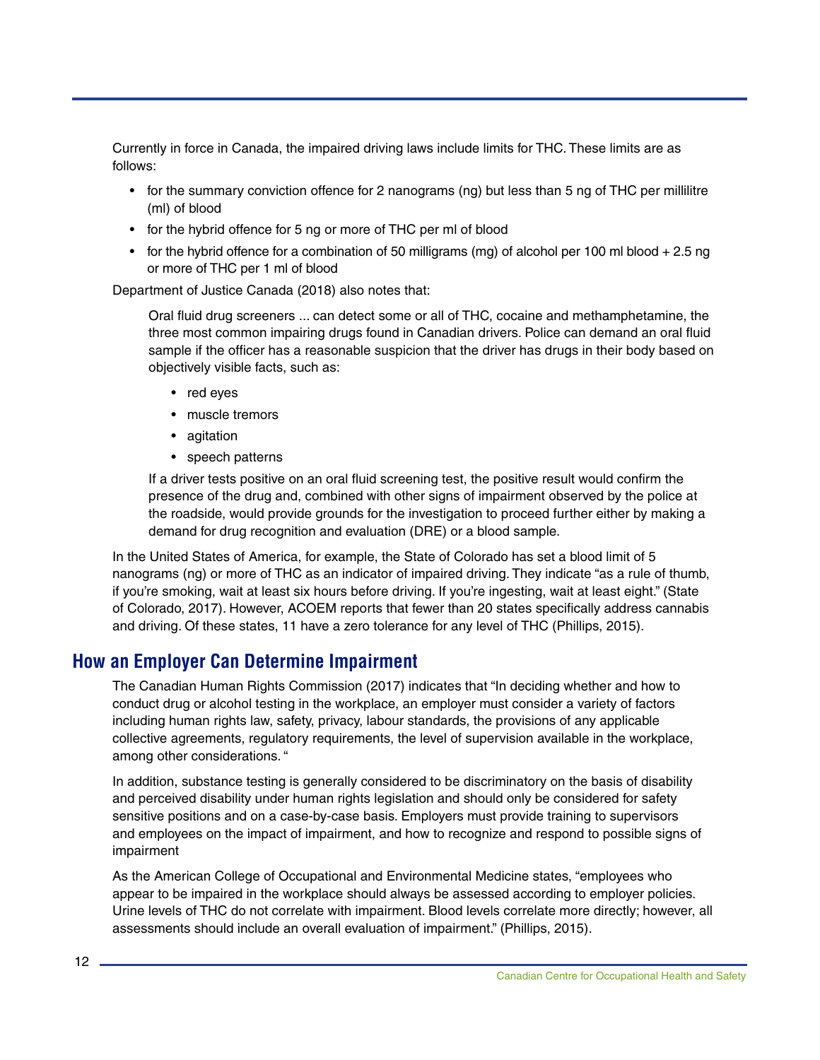Currently in force in Canada, the impaired driving laws include limits for THC. These limits are as follows:

- for the summary conviction offence for 2 nanograms (ng) but less than 5 ng of THC per millilitre (ml) of blood
- for the hybrid offence for 5 ng or more of THC per ml of blood
- for the hybrid offence for a combination of 50 milligrams (mg) of alcohol per 100 ml blood + 2.5 ng or more of THC per 1 ml of blood

Department of Justice Canada (2018) also notes that:

> Oral fluid drug screeners ... can detect some or all of THC, cocaine and methamphetamine, the three most common impairing drugs found in Canadian drivers. Police can demand an oral fluid sample if the officer has a reasonable suspicion that the driver has drugs in their body based on objectively visible facts, such as:
>
> - red eyes
> - muscle tremors
> - agitation
> - speech patterns
>
> If a driver tests positive on an oral fluid screening test, the positive result would confirm the presence of the drug and, combined with other signs of impairment observed by the police at the roadside, would provide grounds for the investigation to proceed further either by making a demand for drug recognition and evaluation (DRE) or a blood sample.

In the United States of America, for example, the State of Colorado has set a blood limit of 5 nanograms (ng) or more of THC as an indicator of impaired driving. They indicate "as a rule of thumb, if you're smoking, wait at least six hours before driving. If you're ingesting, wait at least eight." (State of Colorado, 2017). However, ACOEM reports that fewer than 20 states specifically address cannabis and driving. Of these states, 11 have a zero tolerance for any level of THC (Phillips, 2015).

## How an Employer Can Determine Impairment

The Canadian Human Rights Commission (2017) indicates that "In deciding whether and how to conduct drug or alcohol testing in the workplace, an employer must consider a variety of factors including human rights law, safety, privacy, labour standards, the provisions of any applicable collective agreements, regulatory requirements, the level of supervision available in the workplace, among other considerations. "

In addition, substance testing is generally considered to be discriminatory on the basis of disability and perceived disability under human rights legislation and should only be considered for safety sensitive positions and on a case-by-case basis. Employers must provide training to supervisors and employees on the impact of impairment, and how to recognize and respond to possible signs of impairment

As the American College of Occupational and Environmental Medicine states, "employees who appear to be impaired in the workplace should always be assessed according to employer policies. Urine levels of THC do not correlate with impairment. Blood levels correlate more directly; however, all assessments should include an overall evaluation of impairment." (Phillips, 2015).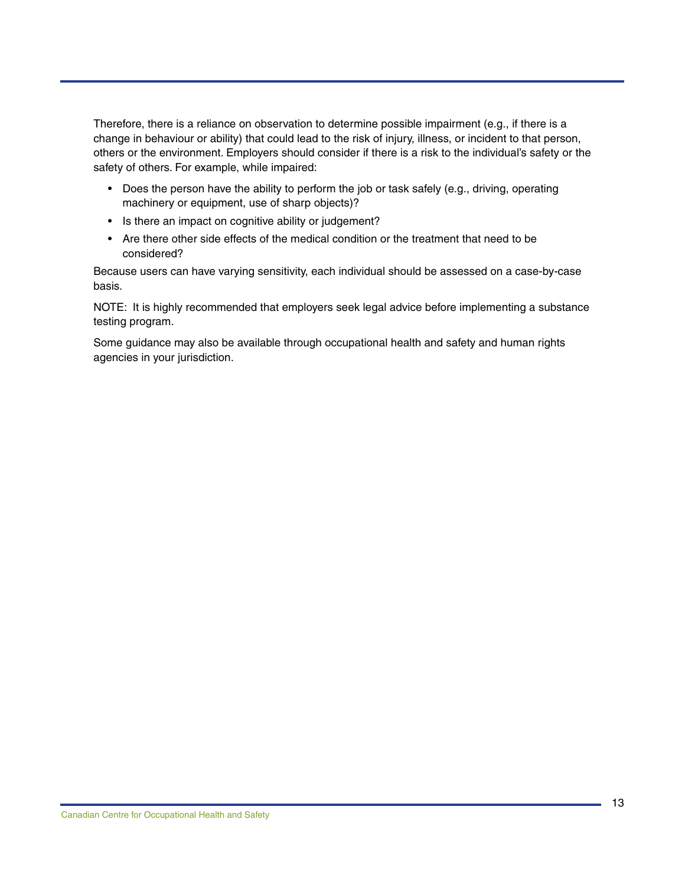Therefore, there is a reliance on observation to determine possible impairment (e.g., if there is a change in behaviour or ability) that could lead to the risk of injury, illness, or incident to that person, others or the environment. Employers should consider if there is a risk to the individual's safety or the safety of others. For example, while impaired:

- Does the person have the ability to perform the job or task safely (e.g., driving, operating machinery or equipment, use of sharp objects)?
- Is there an impact on cognitive ability or judgement?
- Are there other side effects of the medical condition or the treatment that need to be considered?

Because users can have varying sensitivity, each individual should be assessed on a case-by-case basis.

NOTE: It is highly recommended that employers seek legal advice before implementing a substance testing program.

Some guidance may also be available through occupational health and safety and human rights agencies in your jurisdiction.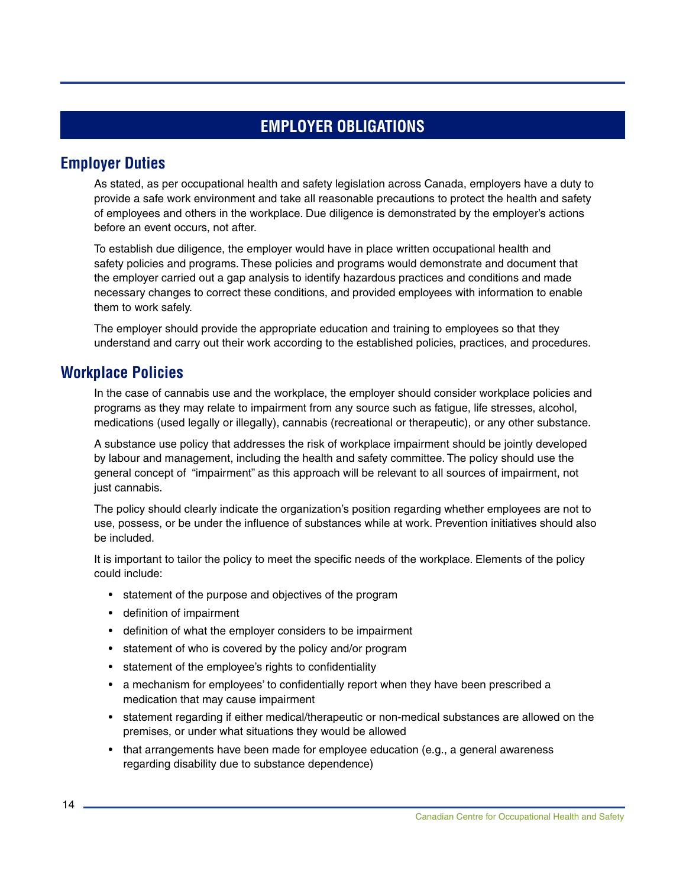# EMPLOYER OBLIGATIONS

## Employer Duties

As stated, as per occupational health and safety legislation across Canada, employers have a duty to provide a safe work environment and take all reasonable precautions to protect the health and safety of employees and others in the workplace. Due diligence is demonstrated by the employer's actions before an event occurs, not after.

To establish due diligence, the employer would have in place written occupational health and safety policies and programs. These policies and programs would demonstrate and document that the employer carried out a gap analysis to identify hazardous practices and conditions and made necessary changes to correct these conditions, and provided employees with information to enable them to work safely.

The employer should provide the appropriate education and training to employees so that they understand and carry out their work according to the established policies, practices, and procedures.

## Workplace Policies

In the case of cannabis use and the workplace, the employer should consider workplace policies and programs as they may relate to impairment from any source such as fatigue, life stresses, alcohol, medications (used legally or illegally), cannabis (recreational or therapeutic), or any other substance.

A substance use policy that addresses the risk of workplace impairment should be jointly developed by labour and management, including the health and safety committee. The policy should use the general concept of "impairment" as this approach will be relevant to all sources of impairment, not just cannabis.

The policy should clearly indicate the organization's position regarding whether employees are not to use, possess, or be under the influence of substances while at work. Prevention initiatives should also be included.

It is important to tailor the policy to meet the specific needs of the workplace. Elements of the policy could include:

- statement of the purpose and objectives of the program
- definition of impairment
- definition of what the employer considers to be impairment
- statement of who is covered by the policy and/or program
- statement of the employee's rights to confidentiality
- a mechanism for employees' to confidentially report when they have been prescribed a medication that may cause impairment
- statement regarding if either medical/therapeutic or non-medical substances are allowed on the premises, or under what situations they would be allowed
- that arrangements have been made for employee education (e.g., a general awareness regarding disability due to substance dependence)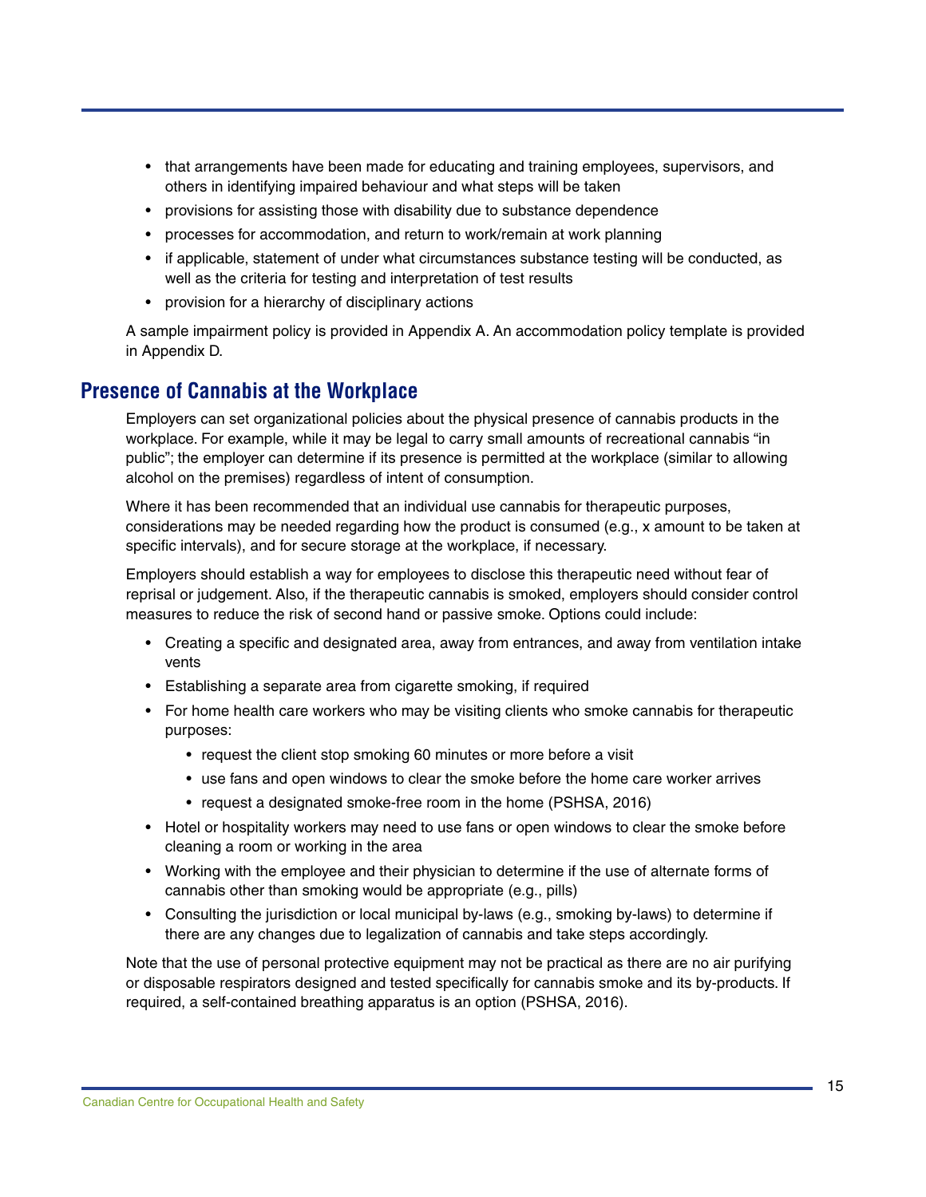- that arrangements have been made for educating and training employees, supervisors, and others in identifying impaired behaviour and what steps will be taken
- provisions for assisting those with disability due to substance dependence
- processes for accommodation, and return to work/remain at work planning
- if applicable, statement of under what circumstances substance testing will be conducted, as well as the criteria for testing and interpretation of test results
- provision for a hierarchy of disciplinary actions

A sample impairment policy is provided in Appendix A. An accommodation policy template is provided in Appendix D.

## Presence of Cannabis at the Workplace

Employers can set organizational policies about the physical presence of cannabis products in the workplace. For example, while it may be legal to carry small amounts of recreational cannabis "in public"; the employer can determine if its presence is permitted at the workplace (similar to allowing alcohol on the premises) regardless of intent of consumption.

Where it has been recommended that an individual use cannabis for therapeutic purposes, considerations may be needed regarding how the product is consumed (e.g., x amount to be taken at specific intervals), and for secure storage at the workplace, if necessary.

Employers should establish a way for employees to disclose this therapeutic need without fear of reprisal or judgement. Also, if the therapeutic cannabis is smoked, employers should consider control measures to reduce the risk of second hand or passive smoke. Options could include:

- Creating a specific and designated area, away from entrances, and away from ventilation intake vents
- Establishing a separate area from cigarette smoking, if required
- For home health care workers who may be visiting clients who smoke cannabis for therapeutic purposes:
  - request the client stop smoking 60 minutes or more before a visit
  - use fans and open windows to clear the smoke before the home care worker arrives
  - request a designated smoke-free room in the home (PSHSA, 2016)
- Hotel or hospitality workers may need to use fans or open windows to clear the smoke before cleaning a room or working in the area
- Working with the employee and their physician to determine if the use of alternate forms of cannabis other than smoking would be appropriate (e.g., pills)
- Consulting the jurisdiction or local municipal by-laws (e.g., smoking by-laws) to determine if there are any changes due to legalization of cannabis and take steps accordingly.

Note that the use of personal protective equipment may not be practical as there are no air purifying or disposable respirators designed and tested specifically for cannabis smoke and its by-products. If required, a self-contained breathing apparatus is an option (PSHSA, 2016).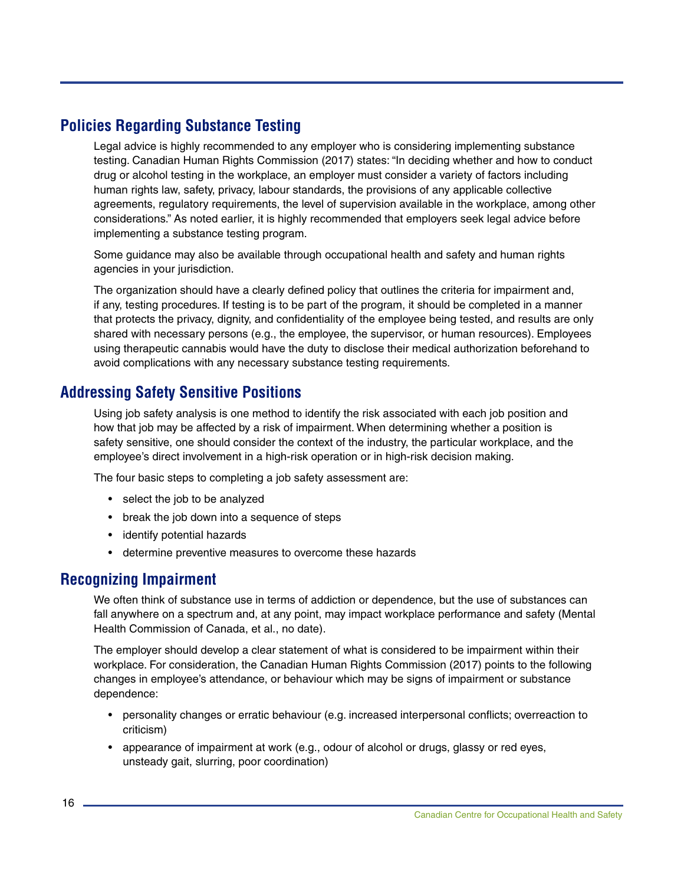## Policies Regarding Substance Testing

Legal advice is highly recommended to any employer who is considering implementing substance testing. Canadian Human Rights Commission (2017) states: "In deciding whether and how to conduct drug or alcohol testing in the workplace, an employer must consider a variety of factors including human rights law, safety, privacy, labour standards, the provisions of any applicable collective agreements, regulatory requirements, the level of supervision available in the workplace, among other considerations." As noted earlier, it is highly recommended that employers seek legal advice before implementing a substance testing program.

Some guidance may also be available through occupational health and safety and human rights agencies in your jurisdiction.

The organization should have a clearly defined policy that outlines the criteria for impairment and, if any, testing procedures. If testing is to be part of the program, it should be completed in a manner that protects the privacy, dignity, and confidentiality of the employee being tested, and results are only shared with necessary persons (e.g., the employee, the supervisor, or human resources). Employees using therapeutic cannabis would have the duty to disclose their medical authorization beforehand to avoid complications with any necessary substance testing requirements.

## Addressing Safety Sensitive Positions

Using job safety analysis is one method to identify the risk associated with each job position and how that job may be affected by a risk of impairment. When determining whether a position is safety sensitive, one should consider the context of the industry, the particular workplace, and the employee's direct involvement in a high-risk operation or in high-risk decision making.

The four basic steps to completing a job safety assessment are:

- select the job to be analyzed
- break the job down into a sequence of steps
- identify potential hazards
- determine preventive measures to overcome these hazards

## Recognizing Impairment

We often think of substance use in terms of addiction or dependence, but the use of substances can fall anywhere on a spectrum and, at any point, may impact workplace performance and safety (Mental Health Commission of Canada, et al., no date).

The employer should develop a clear statement of what is considered to be impairment within their workplace. For consideration, the Canadian Human Rights Commission (2017) points to the following changes in employee's attendance, or behaviour which may be signs of impairment or substance dependence:

- personality changes or erratic behaviour (e.g. increased interpersonal conflicts; overreaction to criticism)
- appearance of impairment at work (e.g., odour of alcohol or drugs, glassy or red eyes, unsteady gait, slurring, poor coordination)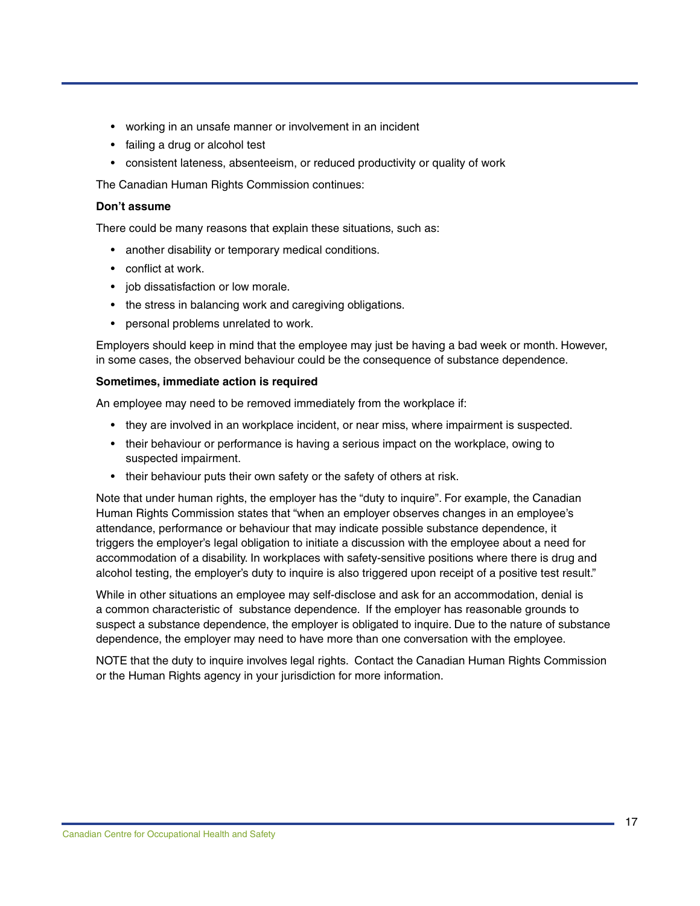- working in an unsafe manner or involvement in an incident
- failing a drug or alcohol test
- consistent lateness, absenteeism, or reduced productivity or quality of work

The Canadian Human Rights Commission continues:

**Don't assume**

There could be many reasons that explain these situations, such as:

- another disability or temporary medical conditions.
- conflict at work.
- job dissatisfaction or low morale.
- the stress in balancing work and caregiving obligations.
- personal problems unrelated to work.

Employers should keep in mind that the employee may just be having a bad week or month. However, in some cases, the observed behaviour could be the consequence of substance dependence.

**Sometimes, immediate action is required**

An employee may need to be removed immediately from the workplace if:

- they are involved in an workplace incident, or near miss, where impairment is suspected.
- their behaviour or performance is having a serious impact on the workplace, owing to suspected impairment.
- their behaviour puts their own safety or the safety of others at risk.

Note that under human rights, the employer has the "duty to inquire". For example, the Canadian Human Rights Commission states that "when an employer observes changes in an employee's attendance, performance or behaviour that may indicate possible substance dependence, it triggers the employer's legal obligation to initiate a discussion with the employee about a need for accommodation of a disability. In workplaces with safety-sensitive positions where there is drug and alcohol testing, the employer's duty to inquire is also triggered upon receipt of a positive test result."

While in other situations an employee may self-disclose and ask for an accommodation, denial is a common characteristic of substance dependence. If the employer has reasonable grounds to suspect a substance dependence, the employer is obligated to inquire. Due to the nature of substance dependence, the employer may need to have more than one conversation with the employee.

NOTE that the duty to inquire involves legal rights. Contact the Canadian Human Rights Commission or the Human Rights agency in your jurisdiction for more information.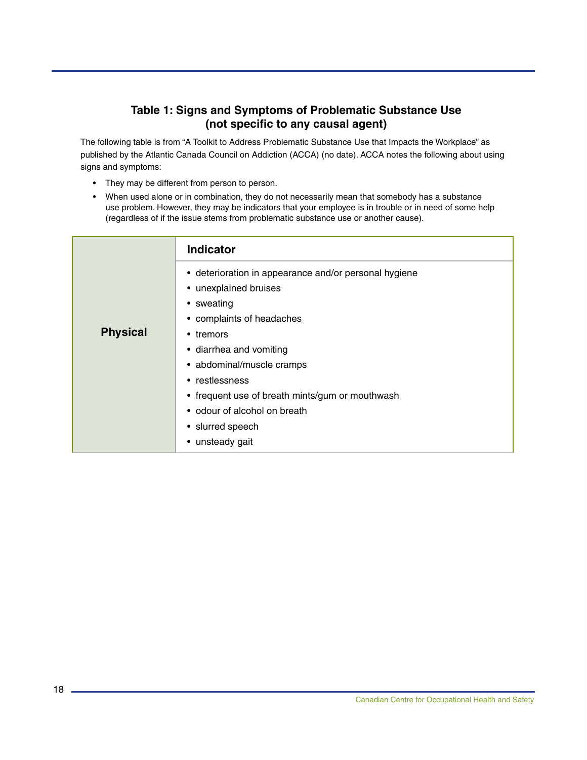### Table 1: Signs and Symptoms of Problematic Substance Use (not specific to any causal agent)

The following table is from "A Toolkit to Address Problematic Substance Use that Impacts the Workplace" as published by the Atlantic Canada Council on Addiction (ACCA) (no date). ACCA notes the following about using signs and symptoms:

- They may be different from person to person.
- When used alone or in combination, they do not necessarily mean that somebody has a substance use problem. However, they may be indicators that your employee is in trouble or in need of some help (regardless of if the issue stems from problematic substance use or another cause).

| | Indicator |
|---|---|
| **Physical** | • deterioration in appearance and/or personal hygiene<br>• unexplained bruises<br>• sweating<br>• complaints of headaches<br>• tremors<br>• diarrhea and vomiting<br>• abdominal/muscle cramps<br>• restlessness<br>• frequent use of breath mints/gum or mouthwash<br>• odour of alcohol on breath<br>• slurred speech<br>• unsteady gait |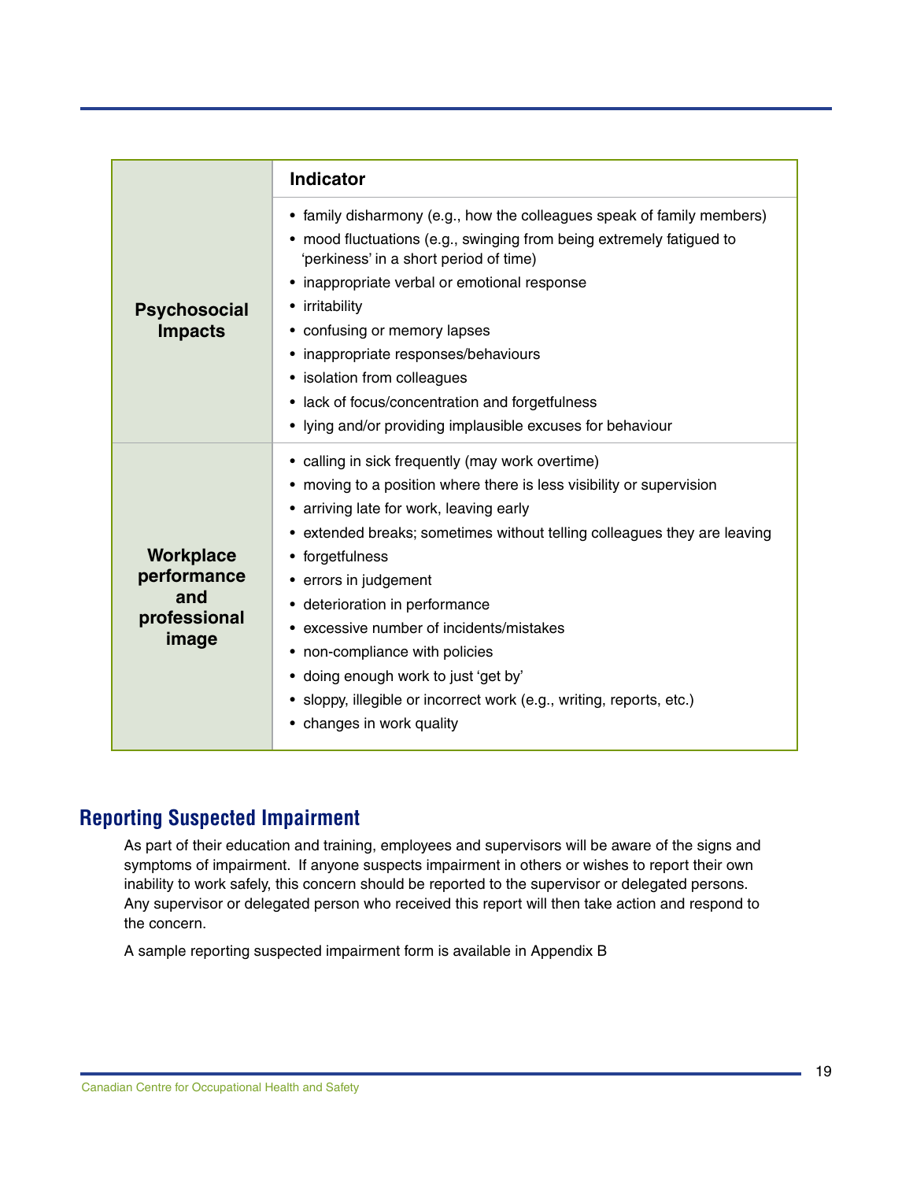| | Indicator |
|---|---|
| **Psychosocial Impacts** | • family disharmony (e.g., how the colleagues speak of family members)<br>• mood fluctuations (e.g., swinging from being extremely fatigued to 'perkiness' in a short period of time)<br>• inappropriate verbal or emotional response<br>• irritability<br>• confusing or memory lapses<br>• inappropriate responses/behaviours<br>• isolation from colleagues<br>• lack of focus/concentration and forgetfulness<br>• lying and/or providing implausible excuses for behaviour |
| **Workplace performance and professional image** | • calling in sick frequently (may work overtime)<br>• moving to a position where there is less visibility or supervision<br>• arriving late for work, leaving early<br>• extended breaks; sometimes without telling colleagues they are leaving<br>• forgetfulness<br>• errors in judgement<br>• deterioration in performance<br>• excessive number of incidents/mistakes<br>• non-compliance with policies<br>• doing enough work to just 'get by'<br>• sloppy, illegible or incorrect work (e.g., writing, reports, etc.)<br>• changes in work quality |

## Reporting Suspected Impairment

As part of their education and training, employees and supervisors will be aware of the signs and symptoms of impairment. If anyone suspects impairment in others or wishes to report their own inability to work safely, this concern should be reported to the supervisor or delegated persons. Any supervisor or delegated person who received this report will then take action and respond to the concern.

A sample reporting suspected impairment form is available in Appendix B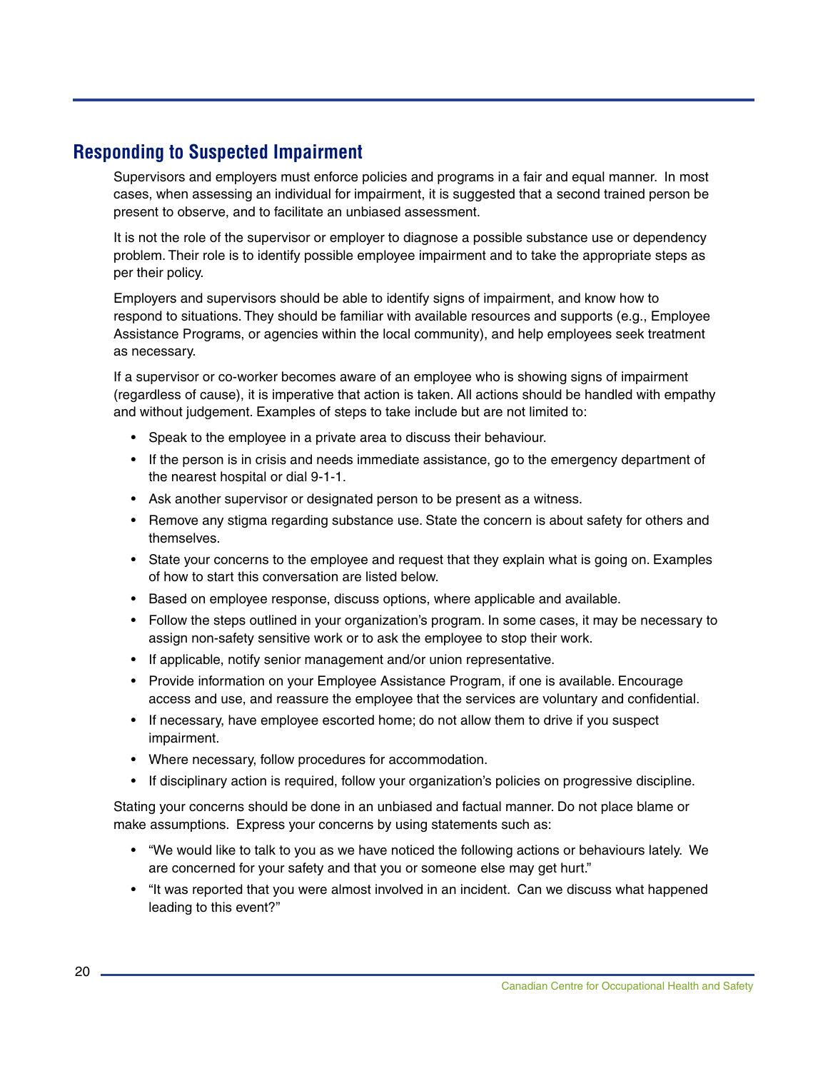## Responding to Suspected Impairment

Supervisors and employers must enforce policies and programs in a fair and equal manner. In most cases, when assessing an individual for impairment, it is suggested that a second trained person be present to observe, and to facilitate an unbiased assessment.

It is not the role of the supervisor or employer to diagnose a possible substance use or dependency problem. Their role is to identify possible employee impairment and to take the appropriate steps as per their policy.

Employers and supervisors should be able to identify signs of impairment, and know how to respond to situations. They should be familiar with available resources and supports (e.g., Employee Assistance Programs, or agencies within the local community), and help employees seek treatment as necessary.

If a supervisor or co-worker becomes aware of an employee who is showing signs of impairment (regardless of cause), it is imperative that action is taken. All actions should be handled with empathy and without judgement. Examples of steps to take include but are not limited to:

- Speak to the employee in a private area to discuss their behaviour.
- If the person is in crisis and needs immediate assistance, go to the emergency department of the nearest hospital or dial 9-1-1.
- Ask another supervisor or designated person to be present as a witness.
- Remove any stigma regarding substance use. State the concern is about safety for others and themselves.
- State your concerns to the employee and request that they explain what is going on. Examples of how to start this conversation are listed below.
- Based on employee response, discuss options, where applicable and available.
- Follow the steps outlined in your organization's program. In some cases, it may be necessary to assign non-safety sensitive work or to ask the employee to stop their work.
- If applicable, notify senior management and/or union representative.
- Provide information on your Employee Assistance Program, if one is available. Encourage access and use, and reassure the employee that the services are voluntary and confidential.
- If necessary, have employee escorted home; do not allow them to drive if you suspect impairment.
- Where necessary, follow procedures for accommodation.
- If disciplinary action is required, follow your organization's policies on progressive discipline.

Stating your concerns should be done in an unbiased and factual manner. Do not place blame or make assumptions. Express your concerns by using statements such as:

- "We would like to talk to you as we have noticed the following actions or behaviours lately. We are concerned for your safety and that you or someone else may get hurt."
- "It was reported that you were almost involved in an incident. Can we discuss what happened leading to this event?"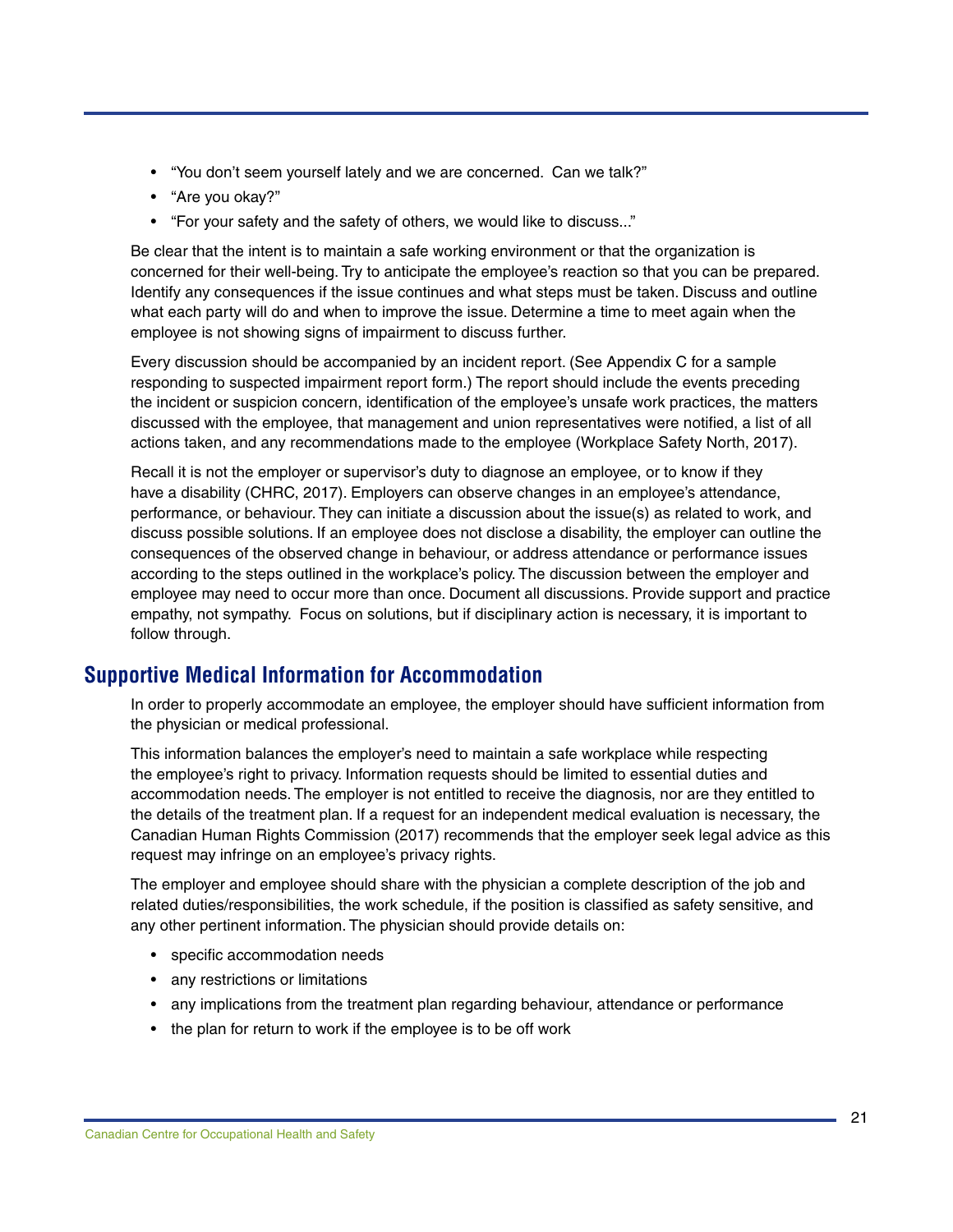- "You don't seem yourself lately and we are concerned.  Can we talk?"
- "Are you okay?"
- "For your safety and the safety of others, we would like to discuss..."

Be clear that the intent is to maintain a safe working environment or that the organization is concerned for their well-being. Try to anticipate the employee's reaction so that you can be prepared. Identify any consequences if the issue continues and what steps must be taken. Discuss and outline what each party will do and when to improve the issue. Determine a time to meet again when the employee is not showing signs of impairment to discuss further.

Every discussion should be accompanied by an incident report. (See Appendix C for a sample responding to suspected impairment report form.) The report should include the events preceding the incident or suspicion concern, identification of the employee's unsafe work practices, the matters discussed with the employee, that management and union representatives were notified, a list of all actions taken, and any recommendations made to the employee (Workplace Safety North, 2017).

Recall it is not the employer or supervisor's duty to diagnose an employee, or to know if they have a disability (CHRC, 2017). Employers can observe changes in an employee's attendance, performance, or behaviour. They can initiate a discussion about the issue(s) as related to work, and discuss possible solutions. If an employee does not disclose a disability, the employer can outline the consequences of the observed change in behaviour, or address attendance or performance issues according to the steps outlined in the workplace's policy. The discussion between the employer and employee may need to occur more than once. Document all discussions. Provide support and practice empathy, not sympathy.  Focus on solutions, but if disciplinary action is necessary, it is important to follow through.

## Supportive Medical Information for Accommodation

In order to properly accommodate an employee, the employer should have sufficient information from the physician or medical professional.

This information balances the employer's need to maintain a safe workplace while respecting the employee's right to privacy. Information requests should be limited to essential duties and accommodation needs. The employer is not entitled to receive the diagnosis, nor are they entitled to the details of the treatment plan. If a request for an independent medical evaluation is necessary, the Canadian Human Rights Commission (2017) recommends that the employer seek legal advice as this request may infringe on an employee's privacy rights.

The employer and employee should share with the physician a complete description of the job and related duties/responsibilities, the work schedule, if the position is classified as safety sensitive, and any other pertinent information. The physician should provide details on:

- specific accommodation needs
- any restrictions or limitations
- any implications from the treatment plan regarding behaviour, attendance or performance
- the plan for return to work if the employee is to be off work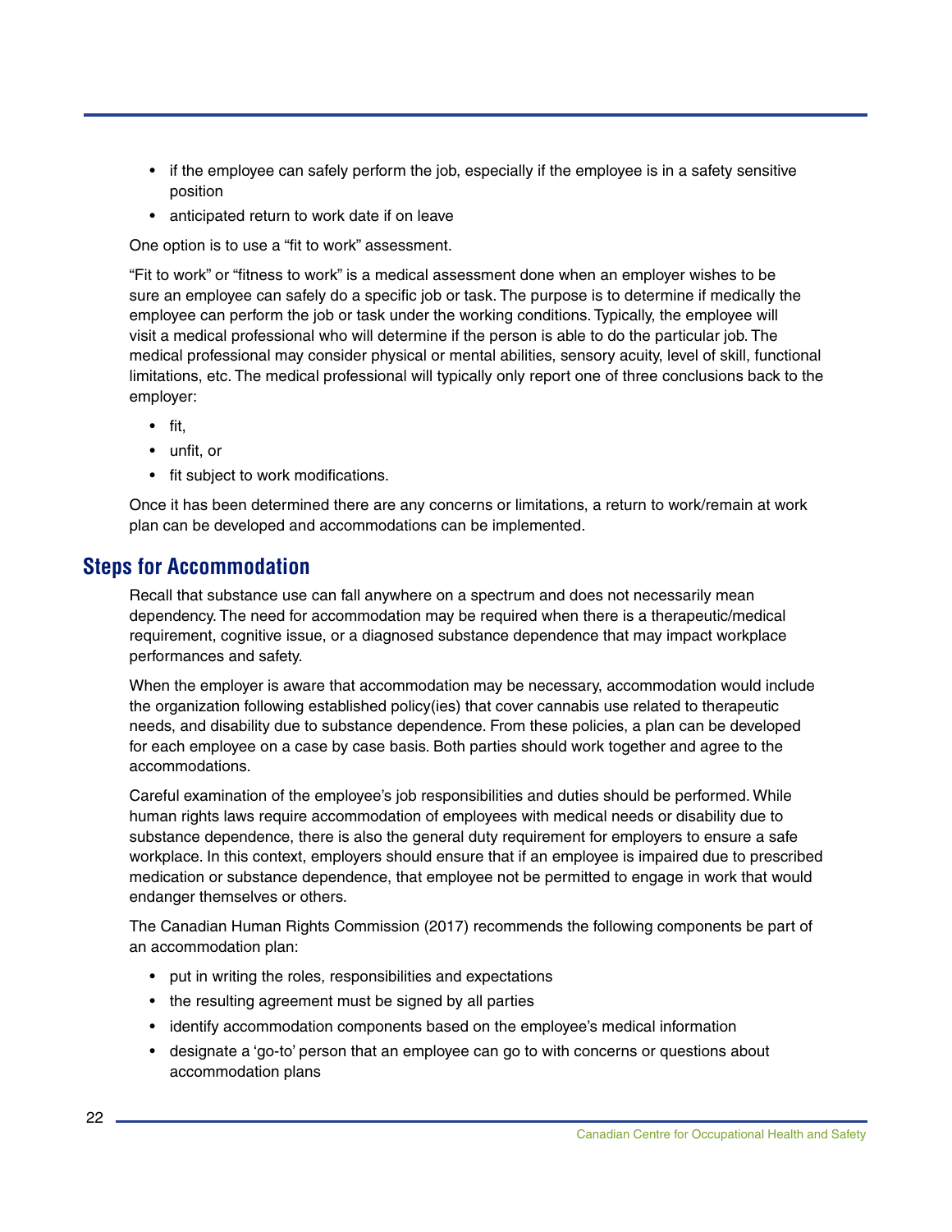- if the employee can safely perform the job, especially if the employee is in a safety sensitive position
- anticipated return to work date if on leave

One option is to use a "fit to work" assessment.

"Fit to work" or "fitness to work" is a medical assessment done when an employer wishes to be sure an employee can safely do a specific job or task. The purpose is to determine if medically the employee can perform the job or task under the working conditions. Typically, the employee will visit a medical professional who will determine if the person is able to do the particular job. The medical professional may consider physical or mental abilities, sensory acuity, level of skill, functional limitations, etc. The medical professional will typically only report one of three conclusions back to the employer:

- fit,
- unfit, or
- fit subject to work modifications.

Once it has been determined there are any concerns or limitations, a return to work/remain at work plan can be developed and accommodations can be implemented.

## Steps for Accommodation

Recall that substance use can fall anywhere on a spectrum and does not necessarily mean dependency. The need for accommodation may be required when there is a therapeutic/medical requirement, cognitive issue, or a diagnosed substance dependence that may impact workplace performances and safety.

When the employer is aware that accommodation may be necessary, accommodation would include the organization following established policy(ies) that cover cannabis use related to therapeutic needs, and disability due to substance dependence. From these policies, a plan can be developed for each employee on a case by case basis. Both parties should work together and agree to the accommodations.

Careful examination of the employee's job responsibilities and duties should be performed. While human rights laws require accommodation of employees with medical needs or disability due to substance dependence, there is also the general duty requirement for employers to ensure a safe workplace. In this context, employers should ensure that if an employee is impaired due to prescribed medication or substance dependence, that employee not be permitted to engage in work that would endanger themselves or others.

The Canadian Human Rights Commission (2017) recommends the following components be part of an accommodation plan:

- put in writing the roles, responsibilities and expectations
- the resulting agreement must be signed by all parties
- identify accommodation components based on the employee's medical information
- designate a 'go-to' person that an employee can go to with concerns or questions about accommodation plans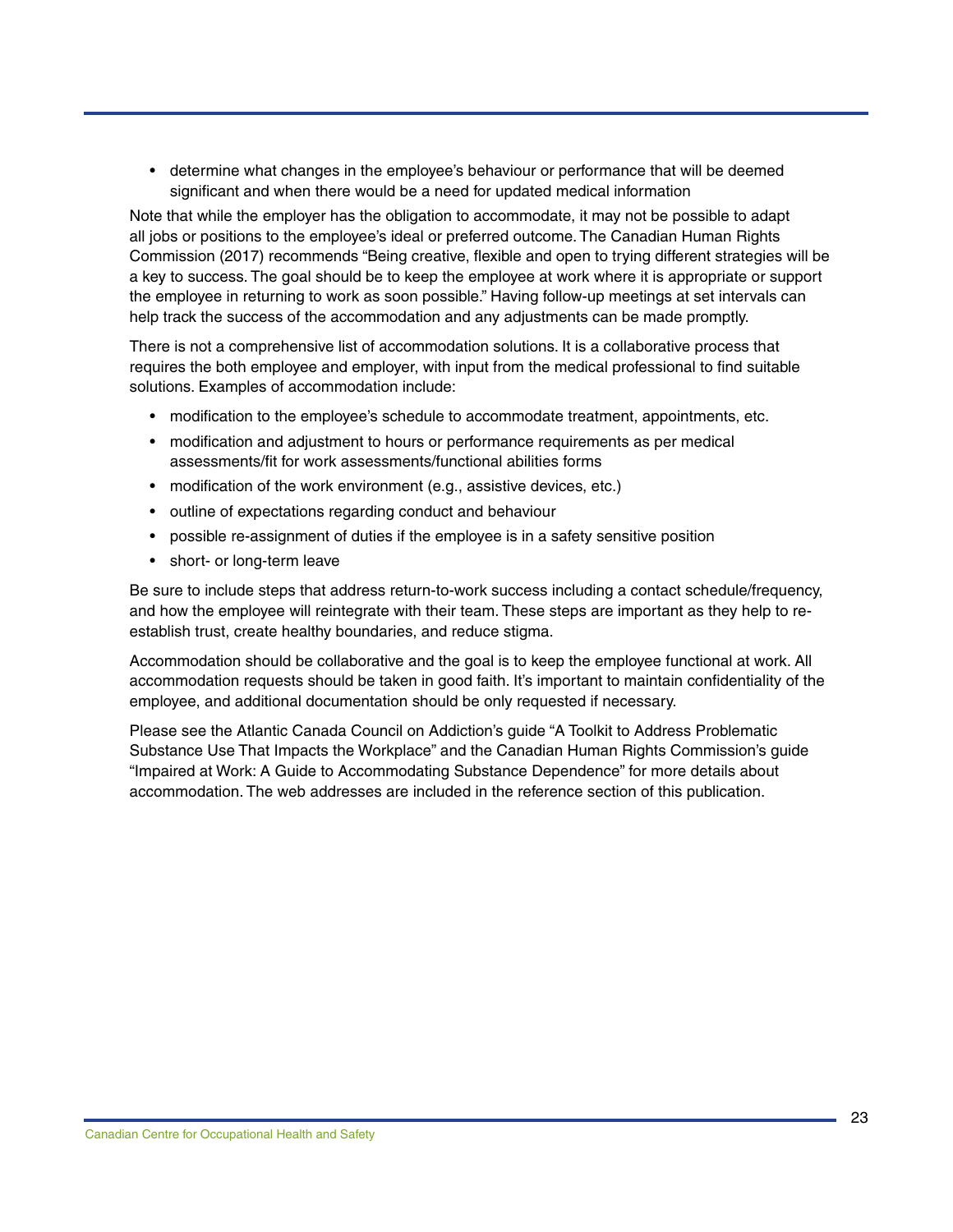- determine what changes in the employee's behaviour or performance that will be deemed significant and when there would be a need for updated medical information

Note that while the employer has the obligation to accommodate, it may not be possible to adapt all jobs or positions to the employee's ideal or preferred outcome. The Canadian Human Rights Commission (2017) recommends "Being creative, flexible and open to trying different strategies will be a key to success. The goal should be to keep the employee at work where it is appropriate or support the employee in returning to work as soon possible." Having follow-up meetings at set intervals can help track the success of the accommodation and any adjustments can be made promptly.

There is not a comprehensive list of accommodation solutions. It is a collaborative process that requires the both employee and employer, with input from the medical professional to find suitable solutions. Examples of accommodation include:

- modification to the employee's schedule to accommodate treatment, appointments, etc.
- modification and adjustment to hours or performance requirements as per medical assessments/fit for work assessments/functional abilities forms
- modification of the work environment (e.g., assistive devices, etc.)
- outline of expectations regarding conduct and behaviour
- possible re-assignment of duties if the employee is in a safety sensitive position
- short- or long-term leave

Be sure to include steps that address return-to-work success including a contact schedule/frequency, and how the employee will reintegrate with their team. These steps are important as they help to re-establish trust, create healthy boundaries, and reduce stigma.

Accommodation should be collaborative and the goal is to keep the employee functional at work. All accommodation requests should be taken in good faith. It's important to maintain confidentiality of the employee, and additional documentation should be only requested if necessary.

Please see the Atlantic Canada Council on Addiction's guide "A Toolkit to Address Problematic Substance Use That Impacts the Workplace" and the Canadian Human Rights Commission's guide "Impaired at Work: A Guide to Accommodating Substance Dependence" for more details about accommodation. The web addresses are included in the reference section of this publication.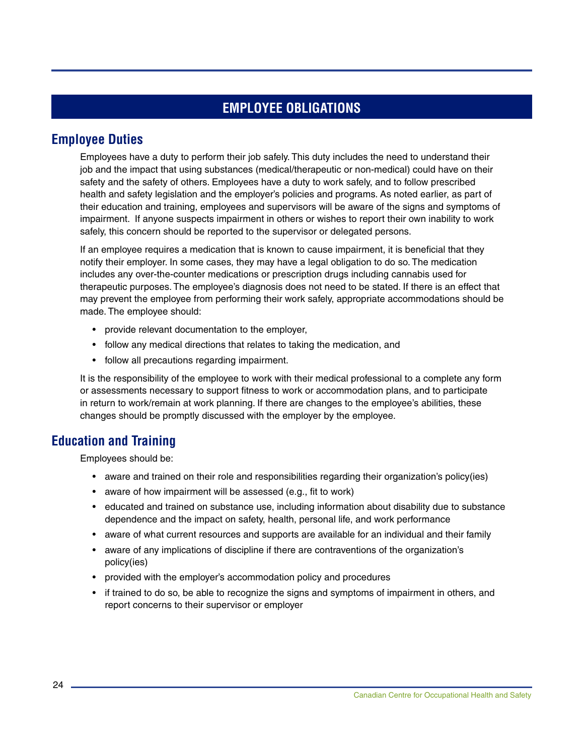# EMPLOYEE OBLIGATIONS

## Employee Duties

Employees have a duty to perform their job safely. This duty includes the need to understand their job and the impact that using substances (medical/therapeutic or non-medical) could have on their safety and the safety of others. Employees have a duty to work safely, and to follow prescribed health and safety legislation and the employer's policies and programs. As noted earlier, as part of their education and training, employees and supervisors will be aware of the signs and symptoms of impairment.  If anyone suspects impairment in others or wishes to report their own inability to work safely, this concern should be reported to the supervisor or delegated persons.

If an employee requires a medication that is known to cause impairment, it is beneficial that they notify their employer. In some cases, they may have a legal obligation to do so. The medication includes any over-the-counter medications or prescription drugs including cannabis used for therapeutic purposes. The employee's diagnosis does not need to be stated. If there is an effect that may prevent the employee from performing their work safely, appropriate accommodations should be made. The employee should:

- provide relevant documentation to the employer,
- follow any medical directions that relates to taking the medication, and
- follow all precautions regarding impairment.

It is the responsibility of the employee to work with their medical professional to a complete any form or assessments necessary to support fitness to work or accommodation plans, and to participate in return to work/remain at work planning. If there are changes to the employee's abilities, these changes should be promptly discussed with the employer by the employee.

## Education and Training

Employees should be:

- aware and trained on their role and responsibilities regarding their organization's policy(ies)
- aware of how impairment will be assessed (e.g., fit to work)
- educated and trained on substance use, including information about disability due to substance dependence and the impact on safety, health, personal life, and work performance
- aware of what current resources and supports are available for an individual and their family
- aware of any implications of discipline if there are contraventions of the organization's policy(ies)
- provided with the employer's accommodation policy and procedures
- if trained to do so, be able to recognize the signs and symptoms of impairment in others, and report concerns to their supervisor or employer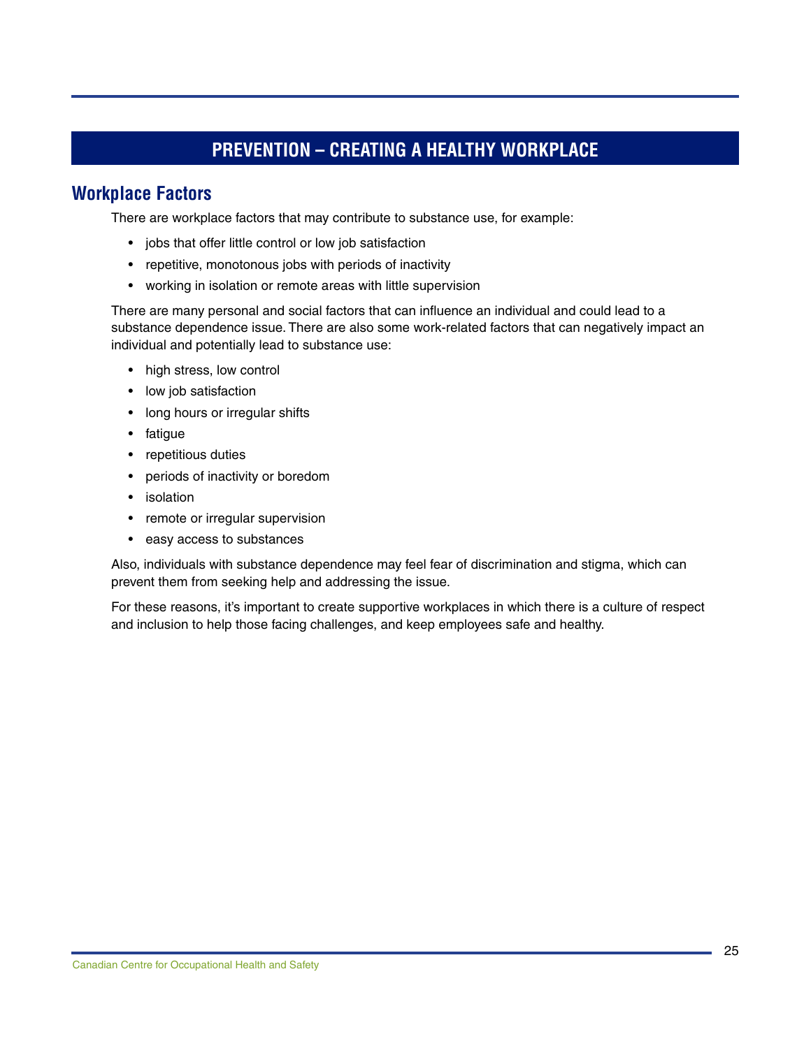# PREVENTION – CREATING A HEALTHY WORKPLACE

## Workplace Factors

There are workplace factors that may contribute to substance use, for example:

- jobs that offer little control or low job satisfaction
- repetitive, monotonous jobs with periods of inactivity
- working in isolation or remote areas with little supervision

There are many personal and social factors that can influence an individual and could lead to a substance dependence issue. There are also some work-related factors that can negatively impact an individual and potentially lead to substance use:

- high stress, low control
- low job satisfaction
- long hours or irregular shifts
- fatigue
- repetitious duties
- periods of inactivity or boredom
- isolation
- remote or irregular supervision
- easy access to substances

Also, individuals with substance dependence may feel fear of discrimination and stigma, which can prevent them from seeking help and addressing the issue.

For these reasons, it's important to create supportive workplaces in which there is a culture of respect and inclusion to help those facing challenges, and keep employees safe and healthy.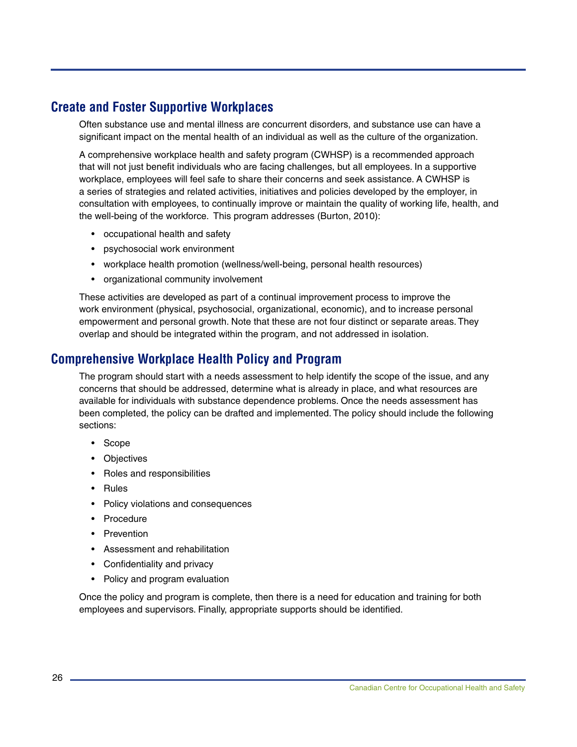## Create and Foster Supportive Workplaces

Often substance use and mental illness are concurrent disorders, and substance use can have a significant impact on the mental health of an individual as well as the culture of the organization.

A comprehensive workplace health and safety program (CWHSP) is a recommended approach that will not just benefit individuals who are facing challenges, but all employees. In a supportive workplace, employees will feel safe to share their concerns and seek assistance. A CWHSP is a series of strategies and related activities, initiatives and policies developed by the employer, in consultation with employees, to continually improve or maintain the quality of working life, health, and the well-being of the workforce. This program addresses (Burton, 2010):

- occupational health and safety
- psychosocial work environment
- workplace health promotion (wellness/well-being, personal health resources)
- organizational community involvement

These activities are developed as part of a continual improvement process to improve the work environment (physical, psychosocial, organizational, economic), and to increase personal empowerment and personal growth. Note that these are not four distinct or separate areas. They overlap and should be integrated within the program, and not addressed in isolation.

## Comprehensive Workplace Health Policy and Program

The program should start with a needs assessment to help identify the scope of the issue, and any concerns that should be addressed, determine what is already in place, and what resources are available for individuals with substance dependence problems. Once the needs assessment has been completed, the policy can be drafted and implemented. The policy should include the following sections:

- Scope
- Objectives
- Roles and responsibilities
- Rules
- Policy violations and consequences
- Procedure
- Prevention
- Assessment and rehabilitation
- Confidentiality and privacy
- Policy and program evaluation

Once the policy and program is complete, then there is a need for education and training for both employees and supervisors. Finally, appropriate supports should be identified.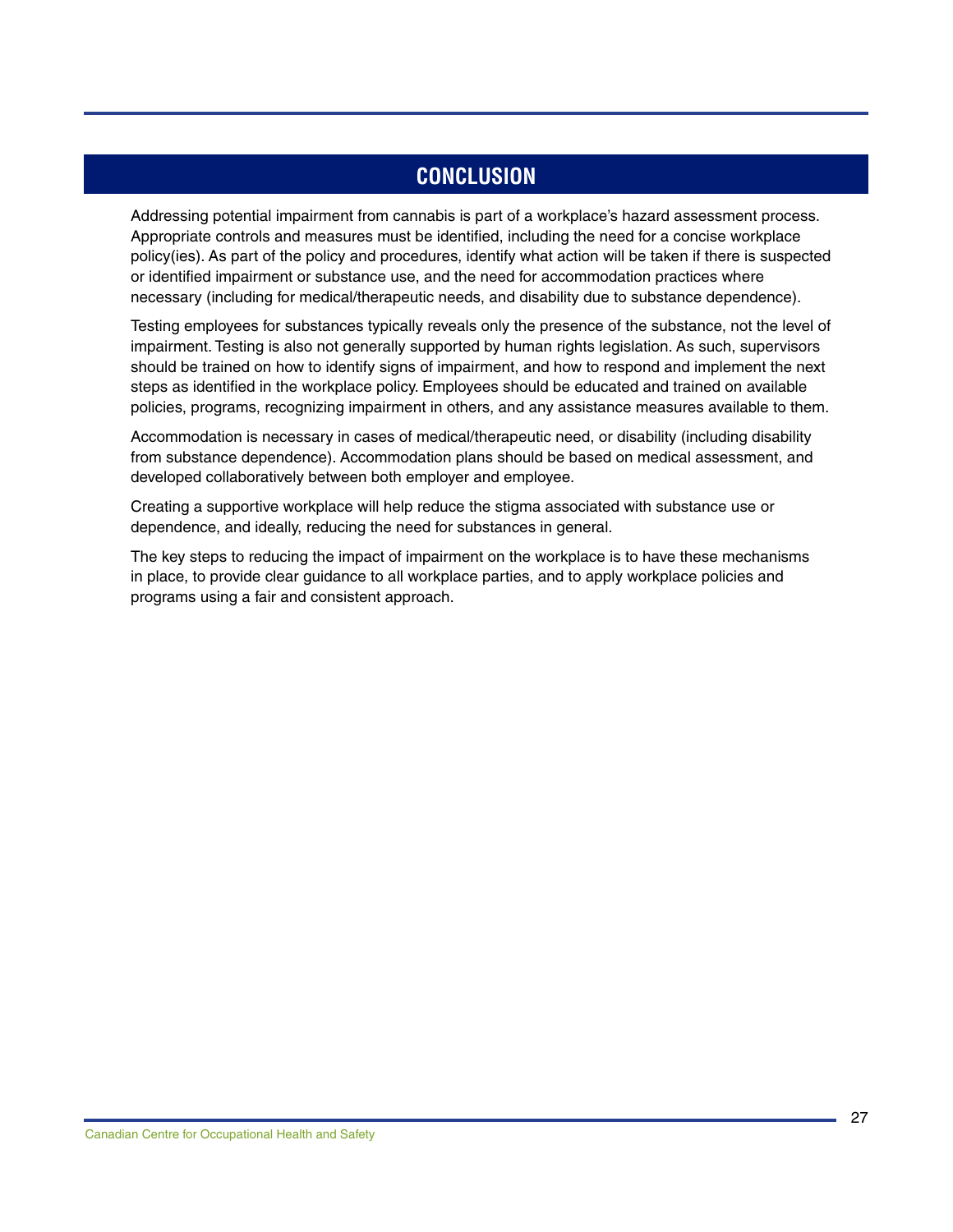# CONCLUSION

Addressing potential impairment from cannabis is part of a workplace's hazard assessment process. Appropriate controls and measures must be identified, including the need for a concise workplace policy(ies). As part of the policy and procedures, identify what action will be taken if there is suspected or identified impairment or substance use, and the need for accommodation practices where necessary (including for medical/therapeutic needs, and disability due to substance dependence).

Testing employees for substances typically reveals only the presence of the substance, not the level of impairment. Testing is also not generally supported by human rights legislation. As such, supervisors should be trained on how to identify signs of impairment, and how to respond and implement the next steps as identified in the workplace policy. Employees should be educated and trained on available policies, programs, recognizing impairment in others, and any assistance measures available to them.

Accommodation is necessary in cases of medical/therapeutic need, or disability (including disability from substance dependence). Accommodation plans should be based on medical assessment, and developed collaboratively between both employer and employee.

Creating a supportive workplace will help reduce the stigma associated with substance use or dependence, and ideally, reducing the need for substances in general.

The key steps to reducing the impact of impairment on the workplace is to have these mechanisms in place, to provide clear guidance to all workplace parties, and to apply workplace policies and programs using a fair and consistent approach.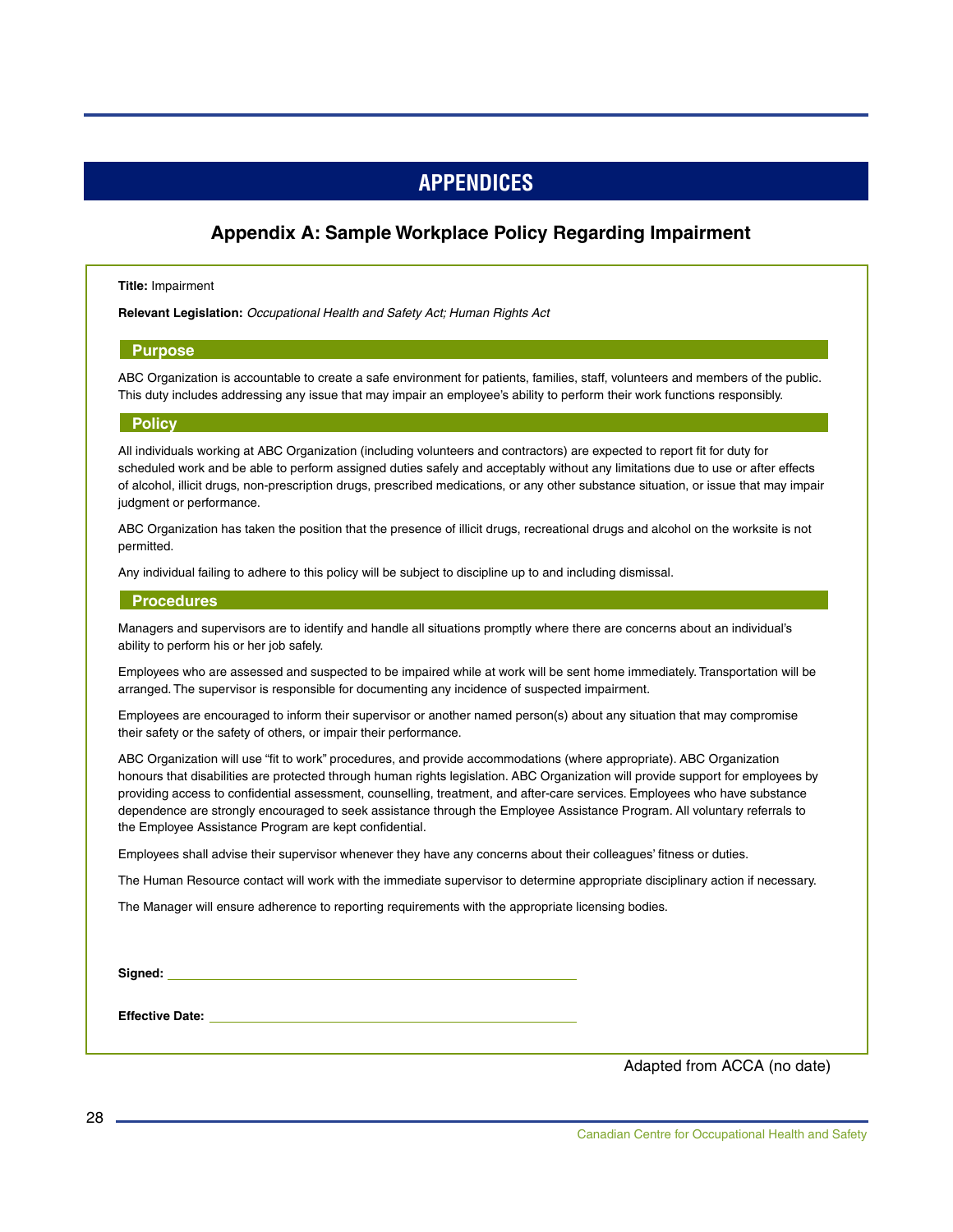# APPENDICES

## Appendix A: Sample Workplace Policy Regarding Impairment

**Title:** Impairment

**Relevant Legislation:** *Occupational Health and Safety Act; Human Rights Act*

### Purpose

ABC Organization is accountable to create a safe environment for patients, families, staff, volunteers and members of the public. This duty includes addressing any issue that may impair an employee's ability to perform their work functions responsibly.

### Policy

All individuals working at ABC Organization (including volunteers and contractors) are expected to report fit for duty for scheduled work and be able to perform assigned duties safely and acceptably without any limitations due to use or after effects of alcohol, illicit drugs, non-prescription drugs, prescribed medications, or any other substance situation, or issue that may impair judgment or performance.

ABC Organization has taken the position that the presence of illicit drugs, recreational drugs and alcohol on the worksite is not permitted.

Any individual failing to adhere to this policy will be subject to discipline up to and including dismissal.

### Procedures

Managers and supervisors are to identify and handle all situations promptly where there are concerns about an individual's ability to perform his or her job safely.

Employees who are assessed and suspected to be impaired while at work will be sent home immediately. Transportation will be arranged. The supervisor is responsible for documenting any incidence of suspected impairment.

Employees are encouraged to inform their supervisor or another named person(s) about any situation that may compromise their safety or the safety of others, or impair their performance.

ABC Organization will use "fit to work" procedures, and provide accommodations (where appropriate). ABC Organization honours that disabilities are protected through human rights legislation. ABC Organization will provide support for employees by providing access to confidential assessment, counselling, treatment, and after-care services. Employees who have substance dependence are strongly encouraged to seek assistance through the Employee Assistance Program. All voluntary referrals to the Employee Assistance Program are kept confidential.

Employees shall advise their supervisor whenever they have any concerns about their colleagues' fitness or duties.

The Human Resource contact will work with the immediate supervisor to determine appropriate disciplinary action if necessary.

The Manager will ensure adherence to reporting requirements with the appropriate licensing bodies.

**Signed:** ______________________________

**Effective Date:** ______________________________

Adapted from ACCA (no date)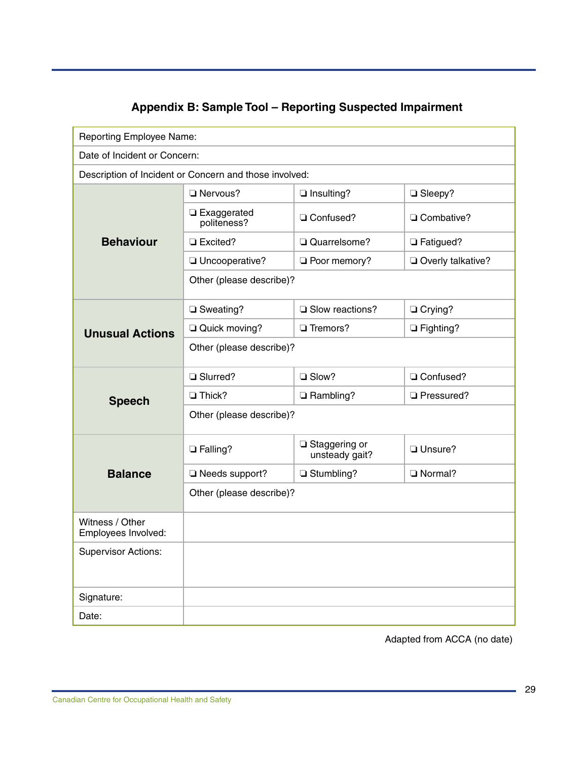## Appendix B: Sample Tool – Reporting Suspected Impairment

| | | | |
|---|---|---|---|
| Reporting Employee Name: | | | |
| Date of Incident or Concern: | | | |
| Description of Incident or Concern and those involved: | | | |
| **Behaviour** | ❏ Nervous? | ❏ Insulting? | ❏ Sleepy? |
| | ❏ Exaggerated politeness? | ❏ Confused? | ❏ Combative? |
| | ❏ Excited? | ❏ Quarrelsome? | ❏ Fatigued? |
| | ❏ Uncooperative? | ❏ Poor memory? | ❏ Overly talkative? |
| | Other (please describe)? | | |
| **Unusual Actions** | ❏ Sweating? | ❏ Slow reactions? | ❏ Crying? |
| | ❏ Quick moving? | ❏ Tremors? | ❏ Fighting? |
| | Other (please describe)? | | |
| **Speech** | ❏ Slurred? | ❏ Slow? | ❏ Confused? |
| | ❏ Thick? | ❏ Rambling? | ❏ Pressured? |
| | Other (please describe)? | | |
| **Balance** | ❏ Falling? | ❏ Staggering or unsteady gait? | ❏ Unsure? |
| | ❏ Needs support? | ❏ Stumbling? | ❏ Normal? |
| | Other (please describe)? | | |
| Witness / Other Employees Involved: | | | |
| Supervisor Actions: | | | |
| Signature: | | | |
| Date: | | | |

Adapted from ACCA (no date)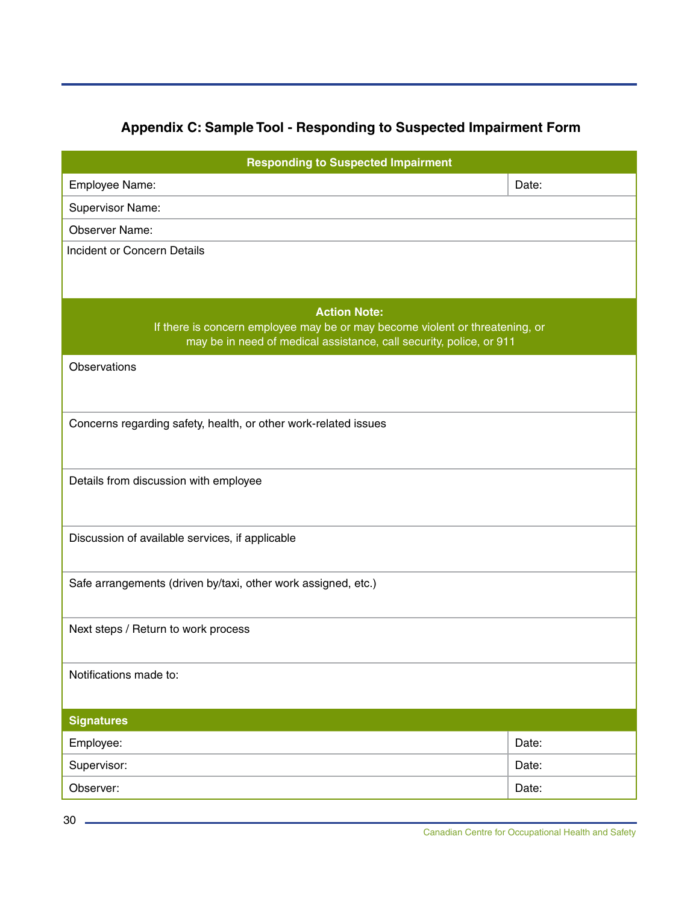## Appendix C: Sample Tool - Responding to Suspected Impairment Form

| Responding to Suspected Impairment | |
|---|---|
| Employee Name: | Date: |
| Supervisor Name: | |
| Observer Name: | |
| Incident or Concern Details | |
| **Action Note:** If there is concern employee may be or may become violent or threatening, or may be in need of medical assistance, call security, police, or 911 | |
| Observations | |
| Concerns regarding safety, health, or other work-related issues | |
| Details from discussion with employee | |
| Discussion of available services, if applicable | |
| Safe arrangements (driven by/taxi, other work assigned, etc.) | |
| Next steps / Return to work process | |
| Notifications made to: | |
| **Signatures** | |
| Employee: | Date: |
| Supervisor: | Date: |
| Observer: | Date: |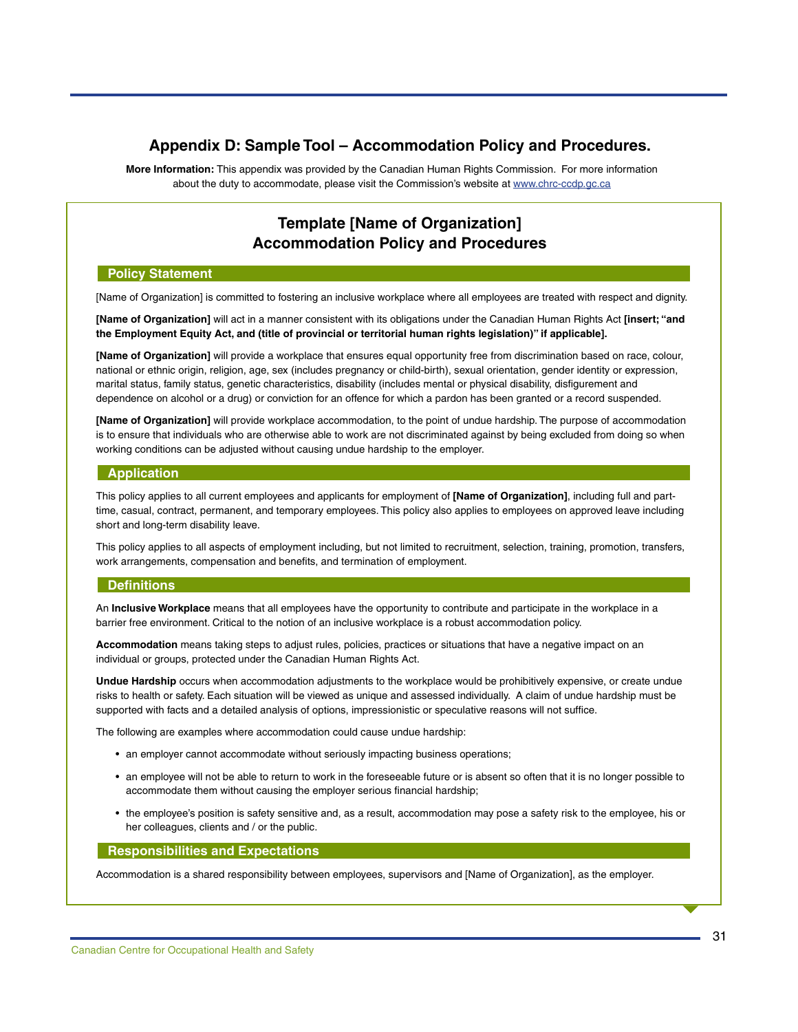## Appendix D: Sample Tool – Accommodation Policy and Procedures.

**More Information:** This appendix was provided by the Canadian Human Rights Commission. For more information about the duty to accommodate, please visit the Commission's website at www.chrc-ccdp.gc.ca

### Template [Name of Organization]
### Accommodation Policy and Procedures

#### Policy Statement

[Name of Organization] is committed to fostering an inclusive workplace where all employees are treated with respect and dignity.

**[Name of Organization]** will act in a manner consistent with its obligations under the Canadian Human Rights Act **[insert; "and the Employment Equity Act, and (title of provincial or territorial human rights legislation)" if applicable].**

**[Name of Organization]** will provide a workplace that ensures equal opportunity free from discrimination based on race, colour, national or ethnic origin, religion, age, sex (includes pregnancy or child-birth), sexual orientation, gender identity or expression, marital status, family status, genetic characteristics, disability (includes mental or physical disability, disfigurement and dependence on alcohol or a drug) or conviction for an offence for which a pardon has been granted or a record suspended.

**[Name of Organization]** will provide workplace accommodation, to the point of undue hardship. The purpose of accommodation is to ensure that individuals who are otherwise able to work are not discriminated against by being excluded from doing so when working conditions can be adjusted without causing undue hardship to the employer.

#### Application

This policy applies to all current employees and applicants for employment of **[Name of Organization]**, including full and part-time, casual, contract, permanent, and temporary employees. This policy also applies to employees on approved leave including short and long-term disability leave.

This policy applies to all aspects of employment including, but not limited to recruitment, selection, training, promotion, transfers, work arrangements, compensation and benefits, and termination of employment.

#### Definitions

An **Inclusive Workplace** means that all employees have the opportunity to contribute and participate in the workplace in a barrier free environment. Critical to the notion of an inclusive workplace is a robust accommodation policy.

**Accommodation** means taking steps to adjust rules, policies, practices or situations that have a negative impact on an individual or groups, protected under the Canadian Human Rights Act.

**Undue Hardship** occurs when accommodation adjustments to the workplace would be prohibitively expensive, or create undue risks to health or safety. Each situation will be viewed as unique and assessed individually. A claim of undue hardship must be supported with facts and a detailed analysis of options, impressionistic or speculative reasons will not suffice.

The following are examples where accommodation could cause undue hardship:

- an employer cannot accommodate without seriously impacting business operations;
- an employee will not be able to return to work in the foreseeable future or is absent so often that it is no longer possible to accommodate them without causing the employer serious financial hardship;
- the employee's position is safety sensitive and, as a result, accommodation may pose a safety risk to the employee, his or her colleagues, clients and / or the public.

#### Responsibilities and Expectations

Accommodation is a shared responsibility between employees, supervisors and [Name of Organization], as the employer.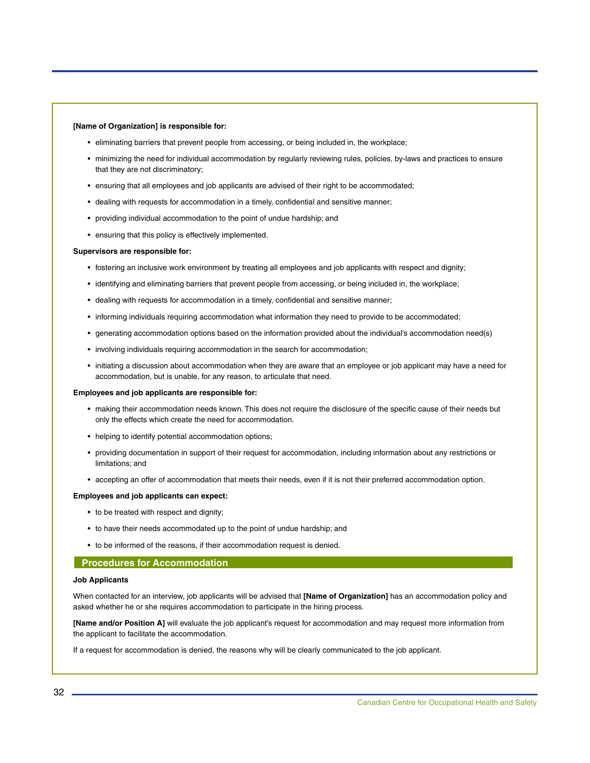**[Name of Organization] is responsible for:**

- eliminating barriers that prevent people from accessing, or being included in, the workplace;
- minimizing the need for individual accommodation by regularly reviewing rules, policies, by-laws and practices to ensure that they are not discriminatory;
- ensuring that all employees and job applicants are advised of their right to be accommodated;
- dealing with requests for accommodation in a timely, confidential and sensitive manner;
- providing individual accommodation to the point of undue hardship; and
- ensuring that this policy is effectively implemented.

**Supervisors are responsible for:**

- fostering an inclusive work environment by treating all employees and job applicants with respect and dignity;
- identifying and eliminating barriers that prevent people from accessing, or being included in, the workplace;
- dealing with requests for accommodation in a timely, confidential and sensitive manner;
- informing individuals requiring accommodation what information they need to provide to be accommodated;
- generating accommodation options based on the information provided about the individual's accommodation need(s)
- involving individuals requiring accommodation in the search for accommodation;
- initiating a discussion about accommodation when they are aware that an employee or job applicant may have a need for accommodation, but is unable, for any reason, to articulate that need.

**Employees and job applicants are responsible for:**

- making their accommodation needs known. This does not require the disclosure of the specific cause of their needs but only the effects which create the need for accommodation.
- helping to identify potential accommodation options;
- providing documentation in support of their request for accommodation, including information about any restrictions or limitations; and
- accepting an offer of accommodation that meets their needs, even if it is not their preferred accommodation option.

**Employees and job applicants can expect:**

- to be treated with respect and dignity;
- to have their needs accommodated up to the point of undue hardship; and
- to be informed of the reasons, if their accommodation request is denied.

## Procedures for Accommodation

**Job Applicants**

When contacted for an interview, job applicants will be advised that **[Name of Organization]** has an accommodation policy and asked whether he or she requires accommodation to participate in the hiring process.

**[Name and/or Position A]** will evaluate the job applicant's request for accommodation and may request more information from the applicant to facilitate the accommodation.

If a request for accommodation is denied, the reasons why will be clearly communicated to the job applicant.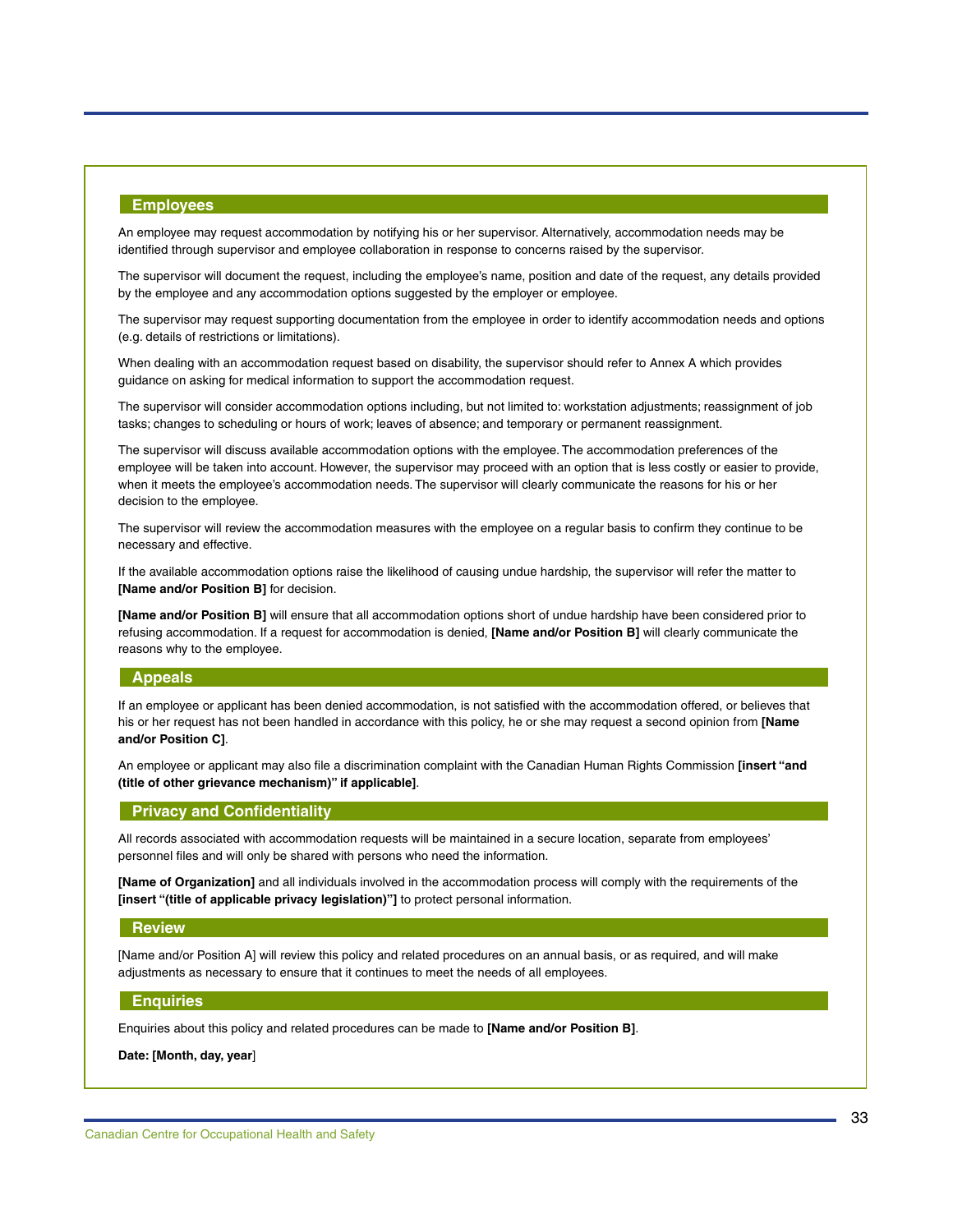## Employees

An employee may request accommodation by notifying his or her supervisor. Alternatively, accommodation needs may be identified through supervisor and employee collaboration in response to concerns raised by the supervisor.

The supervisor will document the request, including the employee's name, position and date of the request, any details provided by the employee and any accommodation options suggested by the employer or employee.

The supervisor may request supporting documentation from the employee in order to identify accommodation needs and options (e.g. details of restrictions or limitations).

When dealing with an accommodation request based on disability, the supervisor should refer to Annex A which provides guidance on asking for medical information to support the accommodation request.

The supervisor will consider accommodation options including, but not limited to: workstation adjustments; reassignment of job tasks; changes to scheduling or hours of work; leaves of absence; and temporary or permanent reassignment.

The supervisor will discuss available accommodation options with the employee. The accommodation preferences of the employee will be taken into account. However, the supervisor may proceed with an option that is less costly or easier to provide, when it meets the employee's accommodation needs. The supervisor will clearly communicate the reasons for his or her decision to the employee.

The supervisor will review the accommodation measures with the employee on a regular basis to confirm they continue to be necessary and effective.

If the available accommodation options raise the likelihood of causing undue hardship, the supervisor will refer the matter to **[Name and/or Position B]** for decision.

**[Name and/or Position B]** will ensure that all accommodation options short of undue hardship have been considered prior to refusing accommodation. If a request for accommodation is denied, **[Name and/or Position B]** will clearly communicate the reasons why to the employee.

## Appeals

If an employee or applicant has been denied accommodation, is not satisfied with the accommodation offered, or believes that his or her request has not been handled in accordance with this policy, he or she may request a second opinion from **[Name and/or Position C]**.

An employee or applicant may also file a discrimination complaint with the Canadian Human Rights Commission **[insert "and (title of other grievance mechanism)" if applicable]**.

## Privacy and Confidentiality

All records associated with accommodation requests will be maintained in a secure location, separate from employees' personnel files and will only be shared with persons who need the information.

**[Name of Organization]** and all individuals involved in the accommodation process will comply with the requirements of the **[insert "(title of applicable privacy legislation)"]** to protect personal information.

## Review

[Name and/or Position A] will review this policy and related procedures on an annual basis, or as required, and will make adjustments as necessary to ensure that it continues to meet the needs of all employees.

## Enquiries

Enquiries about this policy and related procedures can be made to **[Name and/or Position B]**.

**Date: [Month, day, year**]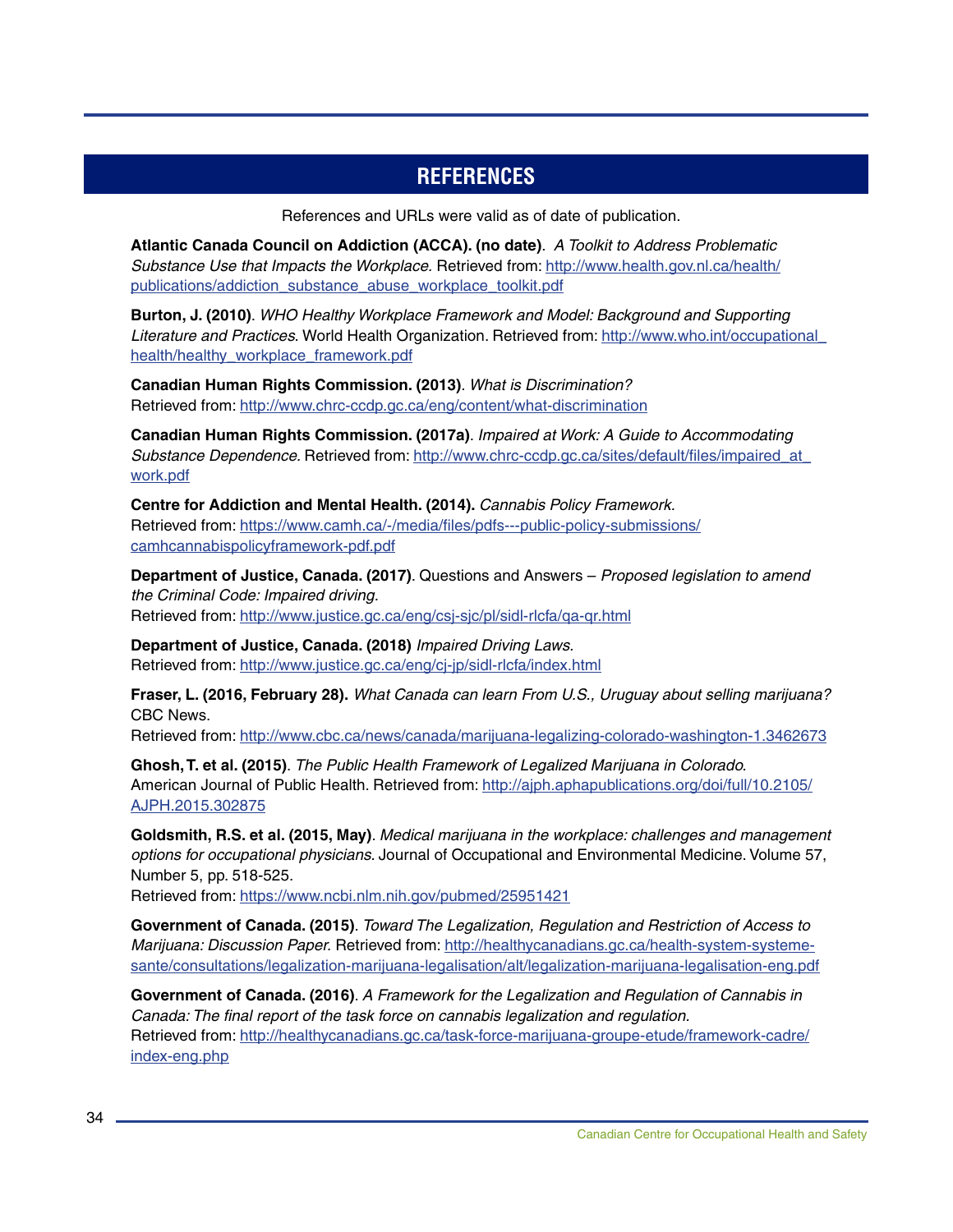## REFERENCES

References and URLs were valid as of date of publication.

**Atlantic Canada Council on Addiction (ACCA). (no date)**. *A Toolkit to Address Problematic Substance Use that Impacts the Workplace.* Retrieved from: http://www.health.gov.nl.ca/health/publications/addiction_substance_abuse_workplace_toolkit.pdf

**Burton, J. (2010)**. *WHO Healthy Workplace Framework and Model: Background and Supporting Literature and Practices*. World Health Organization. Retrieved from: http://www.who.int/occupational_health/healthy_workplace_framework.pdf

**Canadian Human Rights Commission. (2013)**. *What is Discrimination?* Retrieved from: http://www.chrc-ccdp.gc.ca/eng/content/what-discrimination

**Canadian Human Rights Commission. (2017a)**. *Impaired at Work: A Guide to Accommodating Substance Dependence.* Retrieved from: http://www.chrc-ccdp.gc.ca/sites/default/files/impaired_at_work.pdf

**Centre for Addiction and Mental Health. (2014).** *Cannabis Policy Framework.* Retrieved from: https://www.camh.ca/-/media/files/pdfs---public-policy-submissions/camhcannabispolicyframework-pdf.pdf

**Department of Justice, Canada. (2017)**. Questions and Answers – *Proposed legislation to amend the Criminal Code: Impaired driving.* Retrieved from: http://www.justice.gc.ca/eng/csj-sjc/pl/sidl-rlcfa/qa-qr.html

**Department of Justice, Canada. (2018)** *Impaired Driving Laws.* Retrieved from: http://www.justice.gc.ca/eng/cj-jp/sidl-rlcfa/index.html

**Fraser, L. (2016, February 28).** *What Canada can learn From U.S., Uruguay about selling marijuana?* CBC News. Retrieved from: http://www.cbc.ca/news/canada/marijuana-legalizing-colorado-washington-1.3462673

**Ghosh, T. et al. (2015)**. *The Public Health Framework of Legalized Marijuana in Colorado.* American Journal of Public Health. Retrieved from: http://ajph.aphapublications.org/doi/full/10.2105/AJPH.2015.302875

**Goldsmith, R.S. et al. (2015, May)**. *Medical marijuana in the workplace: challenges and management options for occupational physicians.* Journal of Occupational and Environmental Medicine. Volume 57, Number 5, pp. 518-525. Retrieved from: https://www.ncbi.nlm.nih.gov/pubmed/25951421

**Government of Canada. (2015)**. *Toward The Legalization, Regulation and Restriction of Access to Marijuana: Discussion Paper.* Retrieved from: http://healthycanadians.gc.ca/health-system-systeme-sante/consultations/legalization-marijuana-legalisation/alt/legalization-marijuana-legalisation-eng.pdf

**Government of Canada. (2016)**. *A Framework for the Legalization and Regulation of Cannabis in Canada: The final report of the task force on cannabis legalization and regulation.* Retrieved from: http://healthycanadians.gc.ca/task-force-marijuana-groupe-etude/framework-cadre/index-eng.php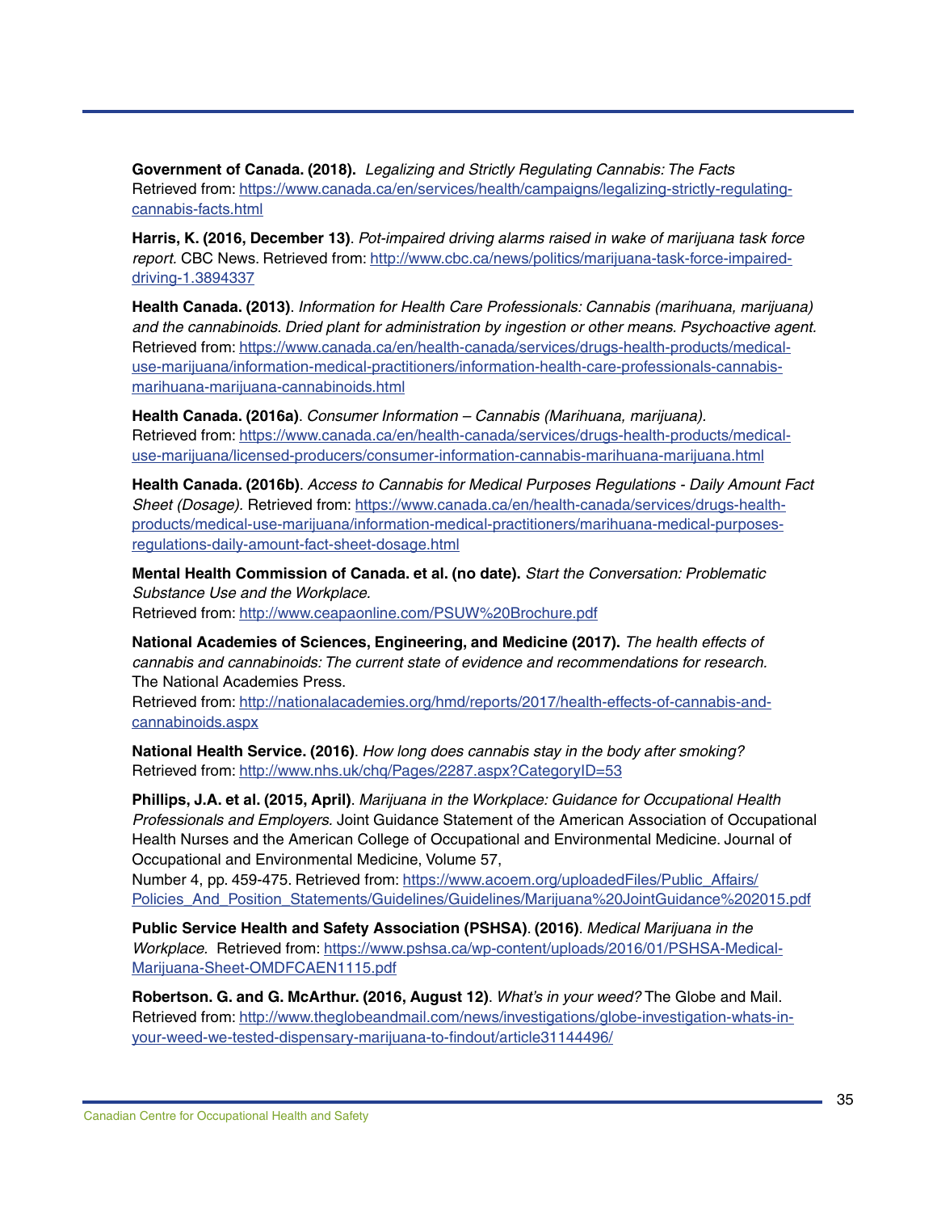**Government of Canada. (2018).** *Legalizing and Strictly Regulating Cannabis: The Facts* Retrieved from: https://www.canada.ca/en/services/health/campaigns/legalizing-strictly-regulating-cannabis-facts.html

**Harris, K. (2016, December 13)**. *Pot-impaired driving alarms raised in wake of marijuana task force report*. CBC News. Retrieved from: http://www.cbc.ca/news/politics/marijuana-task-force-impaired-driving-1.3894337

**Health Canada. (2013)**. *Information for Health Care Professionals: Cannabis (marihuana, marijuana) and the cannabinoids. Dried plant for administration by ingestion or other means. Psychoactive agent.* Retrieved from: https://www.canada.ca/en/health-canada/services/drugs-health-products/medical-use-marijuana/information-medical-practitioners/information-health-care-professionals-cannabis-marihuana-marijuana-cannabinoids.html

**Health Canada. (2016a)**. *Consumer Information – Cannabis (Marihuana, marijuana).* Retrieved from: https://www.canada.ca/en/health-canada/services/drugs-health-products/medical-use-marijuana/licensed-producers/consumer-information-cannabis-marihuana-marijuana.html

**Health Canada. (2016b)**. *Access to Cannabis for Medical Purposes Regulations - Daily Amount Fact Sheet (Dosage).* Retrieved from: https://www.canada.ca/en/health-canada/services/drugs-health-products/medical-use-marijuana/information-medical-practitioners/marihuana-medical-purposes-regulations-daily-amount-fact-sheet-dosage.html

**Mental Health Commission of Canada. et al. (no date).** *Start the Conversation: Problematic Substance Use and the Workplace.*
Retrieved from: http://www.ceapaonline.com/PSUW%20Brochure.pdf

**National Academies of Sciences, Engineering, and Medicine (2017).** *The health effects of cannabis and cannabinoids: The current state of evidence and recommendations for research.* The National Academies Press.
Retrieved from: http://nationalacademies.org/hmd/reports/2017/health-effects-of-cannabis-and-cannabinoids.aspx

**National Health Service. (2016)**. *How long does cannabis stay in the body after smoking?* Retrieved from: http://www.nhs.uk/chq/Pages/2287.aspx?CategoryID=53

**Phillips, J.A. et al. (2015, April)**. *Marijuana in the Workplace: Guidance for Occupational Health Professionals and Employers.* Joint Guidance Statement of the American Association of Occupational Health Nurses and the American College of Occupational and Environmental Medicine. Journal of Occupational and Environmental Medicine, Volume 57,
Number 4, pp. 459-475. Retrieved from: https://www.acoem.org/uploadedFiles/Public_Affairs/Policies_And_Position_Statements/Guidelines/Guidelines/Marijuana%20JointGuidance%202015.pdf

**Public Service Health and Safety Association (PSHSA)**. **(2016)**. *Medical Marijuana in the Workplace.* Retrieved from: https://www.pshsa.ca/wp-content/uploads/2016/01/PSHSA-Medical-Marijuana-Sheet-OMDFCAEN1115.pdf

**Robertson. G. and G. McArthur. (2016, August 12)**. *What's in your weed?* The Globe and Mail. Retrieved from: http://www.theglobeandmail.com/news/investigations/globe-investigation-whats-in-your-weed-we-tested-dispensary-marijuana-to-findout/article31144496/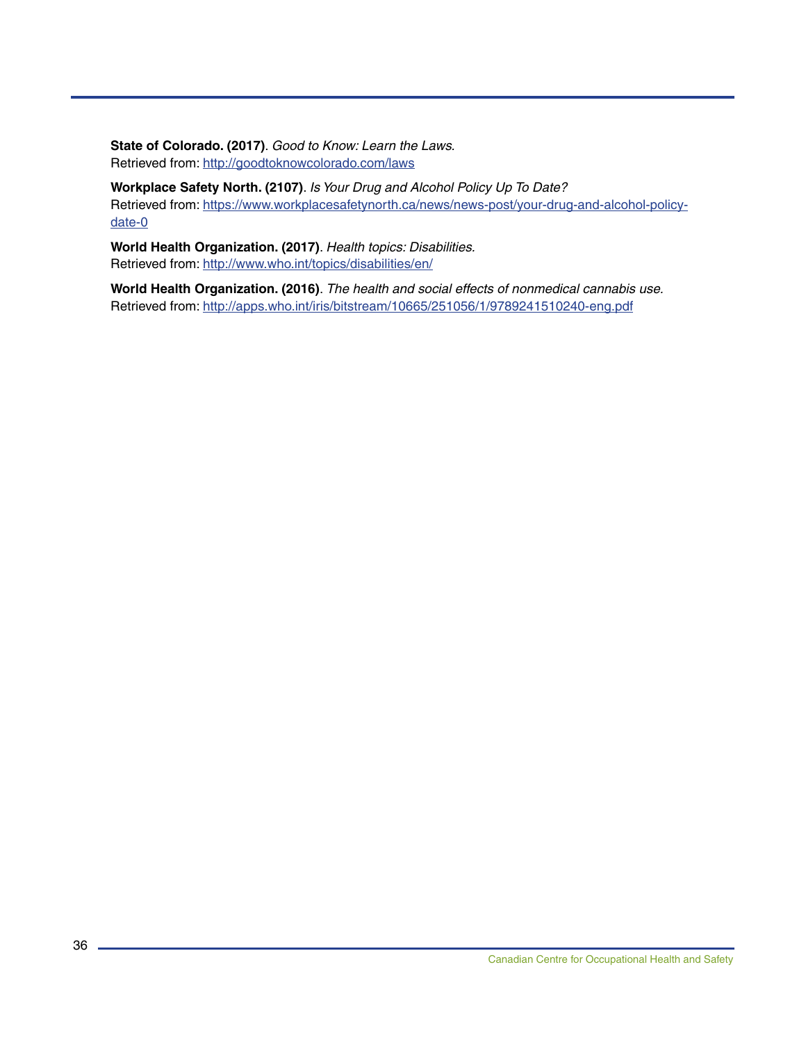**State of Colorado. (2017)**. *Good to Know: Learn the Laws.*
Retrieved from: http://goodtoknowcolorado.com/laws

**Workplace Safety North. (2107)**. *Is Your Drug and Alcohol Policy Up To Date?*
Retrieved from: https://www.workplacesafetynorth.ca/news/news-post/your-drug-and-alcohol-policy-date-0

**World Health Organization. (2017)**. *Health topics: Disabilities.*
Retrieved from: http://www.who.int/topics/disabilities/en/

**World Health Organization. (2016)**. *The health and social effects of nonmedical cannabis use.*
Retrieved from: http://apps.who.int/iris/bitstream/10665/251056/1/9789241510240-eng.pdf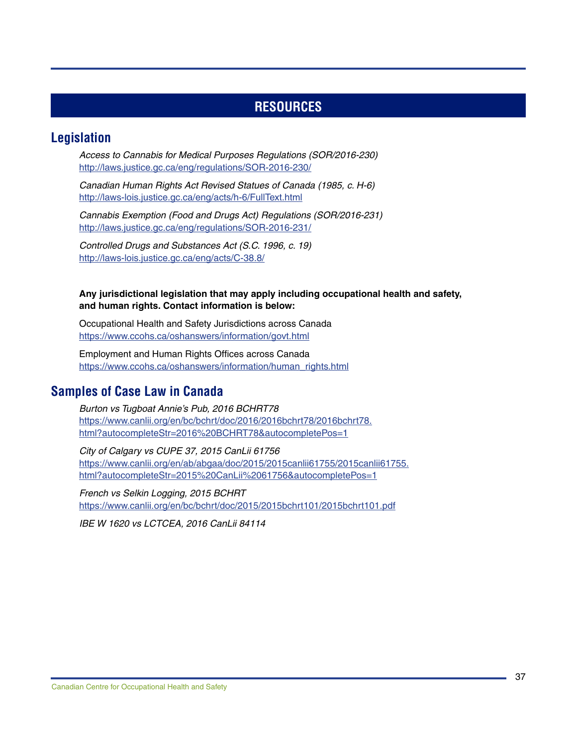# RESOURCES

## Legislation

*Access to Cannabis for Medical Purposes Regulations (SOR/2016-230)*
http://laws.justice.gc.ca/eng/regulations/SOR-2016-230/

*Canadian Human Rights Act Revised Statues of Canada (1985, c. H-6)*
http://laws-lois.justice.gc.ca/eng/acts/h-6/FullText.html

*Cannabis Exemption (Food and Drugs Act) Regulations (SOR/2016-231)*
http://laws.justice.gc.ca/eng/regulations/SOR-2016-231/

*Controlled Drugs and Substances Act (S.C. 1996, c. 19)*
http://laws-lois.justice.gc.ca/eng/acts/C-38.8/

**Any jurisdictional legislation that may apply including occupational health and safety, and human rights. Contact information is below:**

Occupational Health and Safety Jurisdictions across Canada
https://www.ccohs.ca/oshanswers/information/govt.html

Employment and Human Rights Offices across Canada
https://www.ccohs.ca/oshanswers/information/human_rights.html

## Samples of Case Law in Canada

*Burton vs Tugboat Annie's Pub, 2016 BCHRT78*
https://www.canlii.org/en/bc/bchrt/doc/2016/2016bchrt78/2016bchrt78.html?autocompleteStr=2016%20BCHRT78&autocompletePos=1

*City of Calgary vs CUPE 37, 2015 CanLii 61756*
https://www.canlii.org/en/ab/abgaa/doc/2015/2015canlii61755/2015canlii61755.html?autocompleteStr=2015%20CanLii%2061756&autocompletePos=1

*French vs Selkin Logging, 2015 BCHRT*
https://www.canlii.org/en/bc/bchrt/doc/2015/2015bchrt101/2015bchrt101.pdf

*IBE W 1620 vs LTCTCEA, 2016 CanLii 84114*